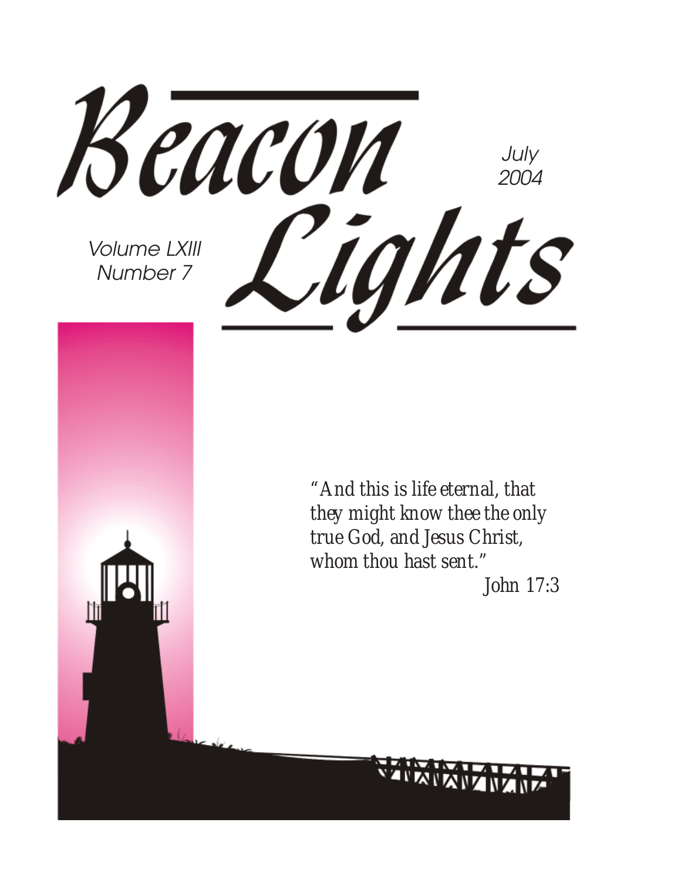# Beacon Lights

July 2004

Volume LXIII
Number 7

*"And this is life eternal, that they might know thee the only true God, and Jesus Christ, whom thou hast sent."*
John 17:3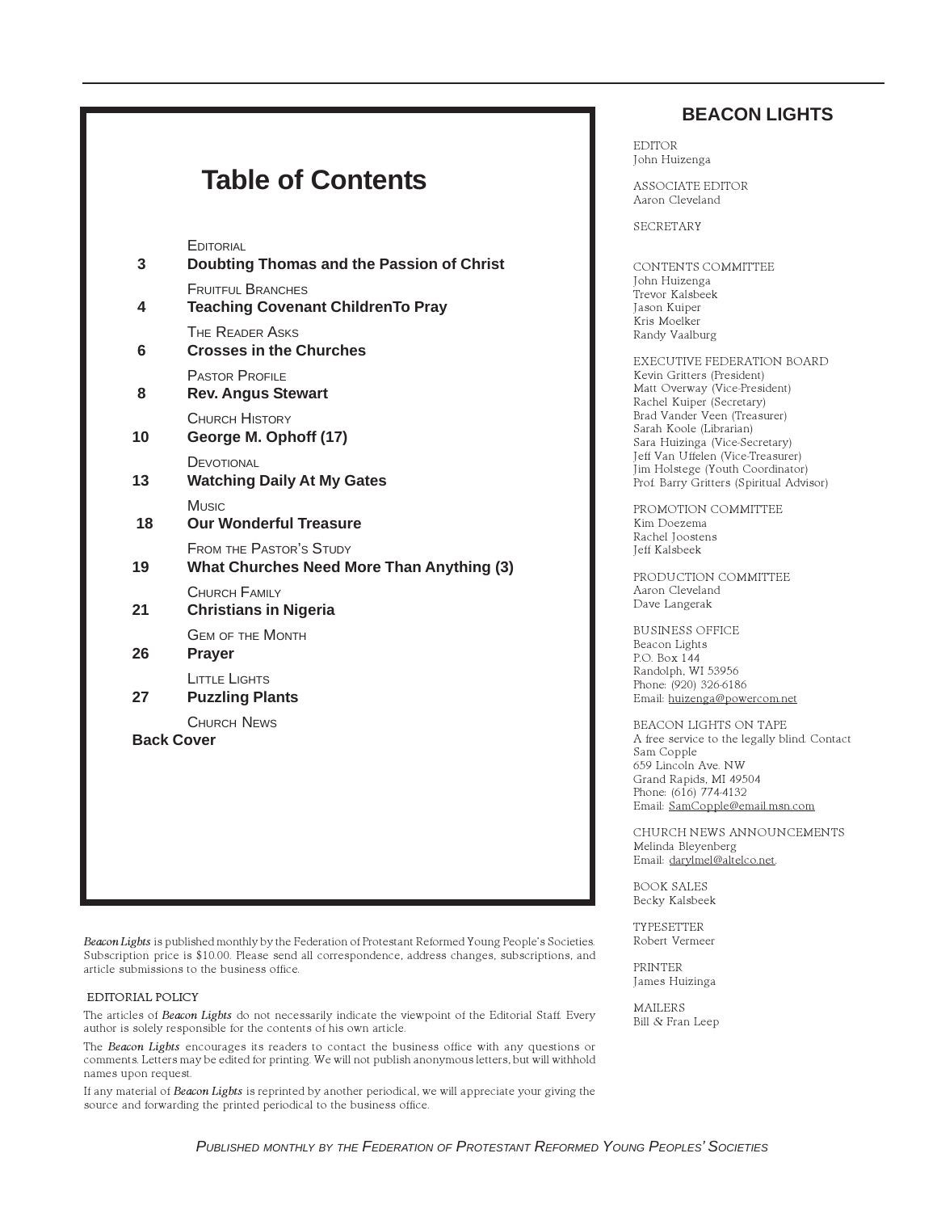# Table of Contents

EDITORIAL
**3 Doubting Thomas and the Passion of Christ**

FRUITFUL BRANCHES
**4 Teaching Covenant ChildrenTo Pray**

THE READER ASKS
**6 Crosses in the Churches**

PASTOR PROFILE
**8 Rev. Angus Stewart**

CHURCH HISTORY
**10 George M. Ophoff (17)**

DEVOTIONAL
**13 Watching Daily At My Gates**

MUSIC
**18 Our Wonderful Treasure**

FROM THE PASTOR'S STUDY
**19 What Churches Need More Than Anything (3)**

CHURCH FAMILY
**21 Christians in Nigeria**

GEM OF THE MONTH
**26 Prayer**

LITTLE LIGHTS
**27 Puzzling Plants**

CHURCH NEWS
**Back Cover**

*Beacon Lights* is published monthly by the Federation of Protestant Reformed Young People's Societies. Subscription price is $10.00. Please send all correspondence, address changes, subscriptions, and article submissions to the business office.

EDITORIAL POLICY

The articles of *Beacon Lights* do not necessarily indicate the viewpoint of the Editorial Staff. Every author is solely responsible for the contents of his own article.

The *Beacon Lights* encourages its readers to contact the business office with any questions or comments. Letters may be edited for printing. We will not publish anonymous letters, but will withhold names upon request.

If any material of *Beacon Lights* is reprinted by another periodical, we will appreciate your giving the source and forwarding the printed periodical to the business office.

## BEACON LIGHTS

EDITOR
John Huizenga

ASSOCIATE EDITOR
Aaron Cleveland

SECRETARY

CONTENTS COMMITTEE
John Huizenga
Trevor Kalsbeek
Jason Kuiper
Kris Moelker
Randy Vaalburg

EXECUTIVE FEDERATION BOARD
Kevin Gritters (President)
Matt Overway (Vice-President)
Rachel Kuiper (Secretary)
Brad Vander Veen (Treasurer)
Sarah Koole (Librarian)
Sara Huizinga (Vice-Secretary)
Jeff Van Uffelen (Vice-Treasurer)
Jim Holstege (Youth Coordinator)
Prof. Barry Gritters (Spiritual Advisor)

PROMOTION COMMITTEE
Kim Doezema
Rachel Joostens
Jeff Kalsbeek

PRODUCTION COMMITTEE
Aaron Cleveland
Dave Langerak

BUSINESS OFFICE
Beacon Lights
P.O. Box 144
Randolph, WI 53956
Phone: (920) 326-6186
Email: huizenga@powercom.net

BEACON LIGHTS ON TAPE
A free service to the legally blind. Contact
Sam Copple
659 Lincoln Ave. NW
Grand Rapids, MI 49504
Phone: (616) 774-4132
Email: SamCopple@email.msn.com

CHURCH NEWS ANNOUNCEMENTS
Melinda Bleyenberg
Email: darylmel@altelco.net.

BOOK SALES
Becky Kalsbeek

TYPESETTER
Robert Vermeer

PRINTER
James Huizinga

MAILERS
Bill & Fran Leep

*PUBLISHED MONTHLY BY THE FEDERATION OF PROTESTANT REFORMED YOUNG PEOPLES' SOCIETIES*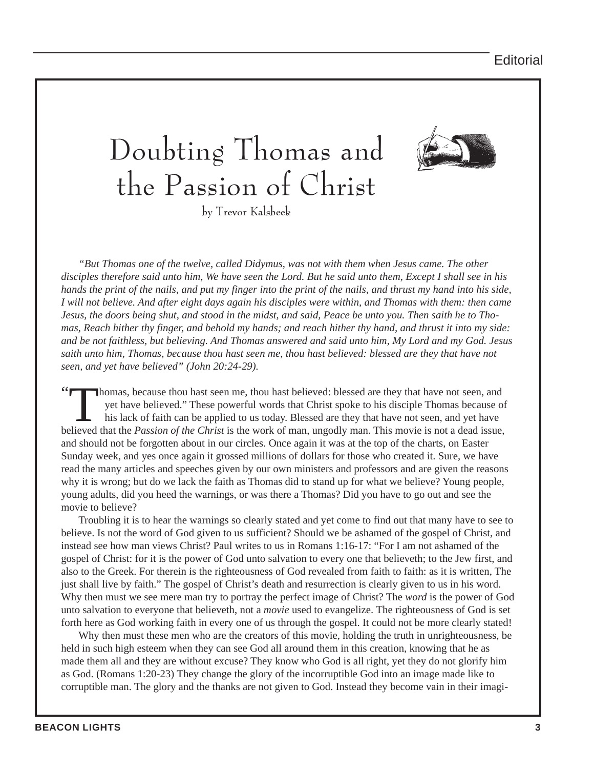# Doubting Thomas and the Passion of Christ

by Trevor Kalsbeek

*"But Thomas one of the twelve, called Didymus, was not with them when Jesus came. The other disciples therefore said unto him, We have seen the Lord. But he said unto them, Except I shall see in his hands the print of the nails, and put my finger into the print of the nails, and thrust my hand into his side, I will not believe. And after eight days again his disciples were within, and Thomas with them: then came Jesus, the doors being shut, and stood in the midst, and said, Peace be unto you. Then saith he to Thomas, Reach hither thy finger, and behold my hands; and reach hither thy hand, and thrust it into my side: and be not faithless, but believing. And Thomas answered and said unto him, My Lord and my God. Jesus saith unto him, Thomas, because thou hast seen me, thou hast believed: blessed are they that have not seen, and yet have believed" (John 20:24-29).*

"Thomas, because thou hast seen me, thou hast believed: blessed are they that have not seen, and yet have believed." These powerful words that Christ spoke to his disciple Thomas because of his lack of faith can be applied to us today. Blessed are they that have not seen, and yet have believed that the *Passion of the Christ* is the work of man, ungodly man. This movie is not a dead issue, and should not be forgotten about in our circles. Once again it was at the top of the charts, on Easter Sunday week, and yes once again it grossed millions of dollars for those who created it. Sure, we have read the many articles and speeches given by our own ministers and professors and are given the reasons why it is wrong; but do we lack the faith as Thomas did to stand up for what we believe? Young people, young adults, did you heed the warnings, or was there a Thomas? Did you have to go out and see the movie to believe?

Troubling it is to hear the warnings so clearly stated and yet come to find out that many have to see to believe. Is not the word of God given to us sufficient? Should we be ashamed of the gospel of Christ, and instead see how man views Christ? Paul writes to us in Romans 1:16-17: "For I am not ashamed of the gospel of Christ: for it is the power of God unto salvation to every one that believeth; to the Jew first, and also to the Greek. For therein is the righteousness of God revealed from faith to faith: as it is written, The just shall live by faith." The gospel of Christ's death and resurrection is clearly given to us in his word. Why then must we see mere man try to portray the perfect image of Christ? The *word* is the power of God unto salvation to everyone that believeth, not a *movie* used to evangelize. The righteousness of God is set forth here as God working faith in every one of us through the gospel. It could not be more clearly stated!

Why then must these men who are the creators of this movie, holding the truth in unrighteousness, be held in such high esteem when they can see God all around them in this creation, knowing that he as made them all and they are without excuse? They know who God is all right, yet they do not glorify him as God. (Romans 1:20-23) They change the glory of the incorruptible God into an image made like to corruptible man. The glory and the thanks are not given to God. Instead they become vain in their imagi-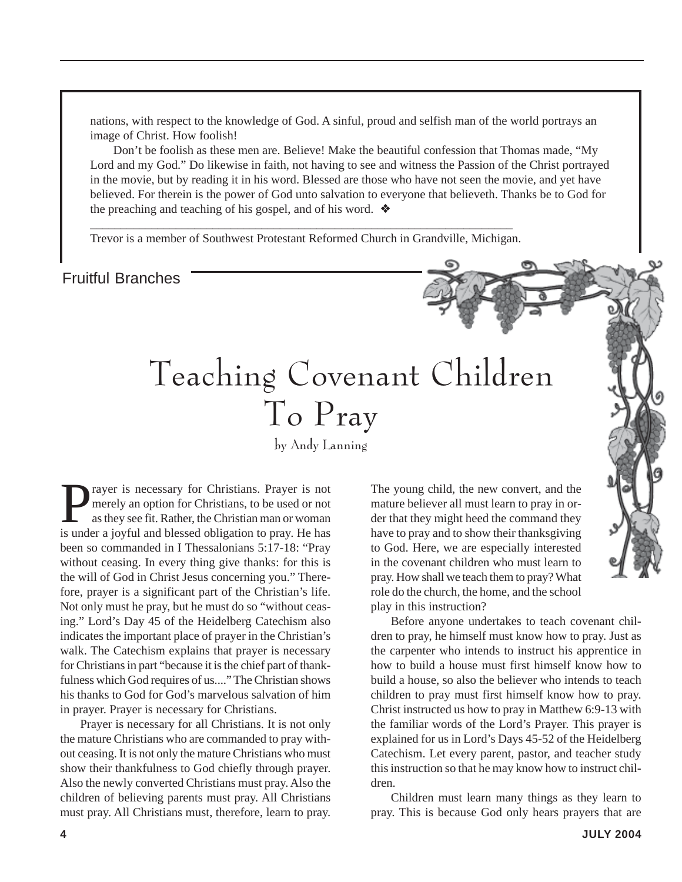nations, with respect to the knowledge of God. A sinful, proud and selfish man of the world portrays an image of Christ. How foolish!

Don't be foolish as these men are. Believe! Make the beautiful confession that Thomas made, "My Lord and my God." Do likewise in faith, not having to see and witness the Passion of the Christ portrayed in the movie, but by reading it in his word. Blessed are those who have not seen the movie, and yet have believed. For therein is the power of God unto salvation to everyone that believeth. Thanks be to God for the preaching and teaching of his gospel, and of his word. ❖

---

Trevor is a member of Southwest Protestant Reformed Church in Grandville, Michigan.

Fruitful Branches

# Teaching Covenant Children To Pray

by Andy Lanning

Prayer is necessary for Christians. Prayer is not merely an option for Christians, to be used or not as they see fit. Rather, the Christian man or woman is under a joyful and blessed obligation to pray. He has been so commanded in I Thessalonians 5:17-18: "Pray without ceasing. In every thing give thanks: for this is the will of God in Christ Jesus concerning you." Therefore, prayer is a significant part of the Christian's life. Not only must he pray, but he must do so "without ceasing." Lord's Day 45 of the Heidelberg Catechism also indicates the important place of prayer in the Christian's walk. The Catechism explains that prayer is necessary for Christians in part "because it is the chief part of thankfulness which God requires of us...." The Christian shows his thanks to God for God's marvelous salvation of him in prayer. Prayer is necessary for Christians.

Prayer is necessary for all Christians. It is not only the mature Christians who are commanded to pray without ceasing. It is not only the mature Christians who must show their thankfulness to God chiefly through prayer. Also the newly converted Christians must pray. Also the children of believing parents must pray. All Christians must pray. All Christians must, therefore, learn to pray. The young child, the new convert, and the mature believer all must learn to pray in order that they might heed the command they have to pray and to show their thanksgiving to God. Here, we are especially interested in the covenant children who must learn to pray. How shall we teach them to pray? What role do the church, the home, and the school play in this instruction?

Before anyone undertakes to teach covenant children to pray, he himself must know how to pray. Just as the carpenter who intends to instruct his apprentice in how to build a house must first himself know how to build a house, so also the believer who intends to teach children to pray must first himself know how to pray. Christ instructed us how to pray in Matthew 6:9-13 with the familiar words of the Lord's Prayer. This prayer is explained for us in Lord's Days 45-52 of the Heidelberg Catechism. Let every parent, pastor, and teacher study this instruction so that he may know how to instruct children.

Children must learn many things as they learn to pray. This is because God only hears prayers that are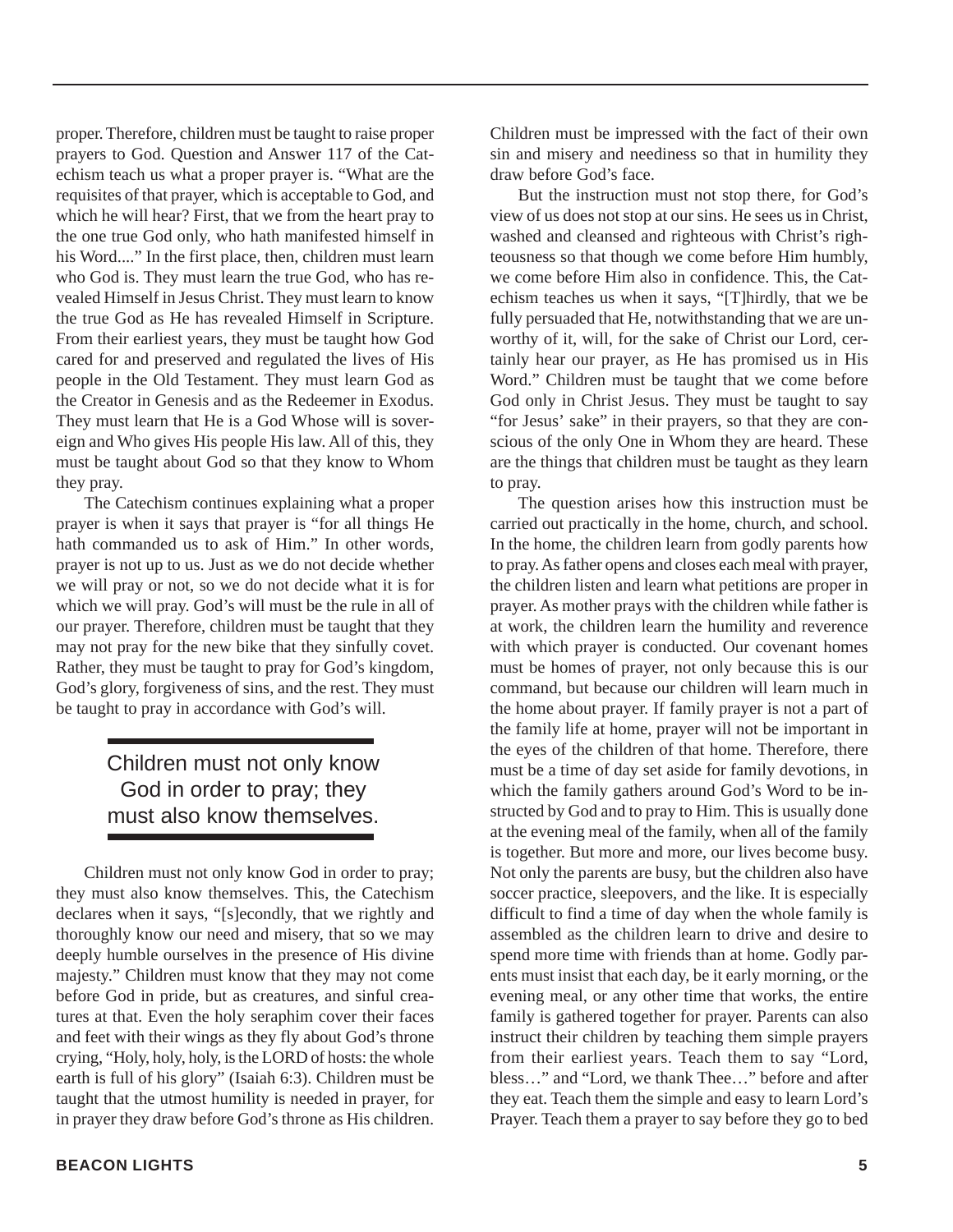proper. Therefore, children must be taught to raise proper prayers to God. Question and Answer 117 of the Catechism teach us what a proper prayer is. "What are the requisites of that prayer, which is acceptable to God, and which he will hear? First, that we from the heart pray to the one true God only, who hath manifested himself in his Word...." In the first place, then, children must learn who God is. They must learn the true God, who has revealed Himself in Jesus Christ. They must learn to know the true God as He has revealed Himself in Scripture. From their earliest years, they must be taught how God cared for and preserved and regulated the lives of His people in the Old Testament. They must learn God as the Creator in Genesis and as the Redeemer in Exodus. They must learn that He is a God Whose will is sovereign and Who gives His people His law. All of this, they must be taught about God so that they know to Whom they pray.

The Catechism continues explaining what a proper prayer is when it says that prayer is "for all things He hath commanded us to ask of Him." In other words, prayer is not up to us. Just as we do not decide whether we will pray or not, so we do not decide what it is for which we will pray. God's will must be the rule in all of our prayer. Therefore, children must be taught that they may not pray for the new bike that they sinfully covet. Rather, they must be taught to pray for God's kingdom, God's glory, forgiveness of sins, and the rest. They must be taught to pray in accordance with God's will.

> Children must not only know God in order to pray; they must also know themselves.

Children must not only know God in order to pray; they must also know themselves. This, the Catechism declares when it says, "[s]econdly, that we rightly and thoroughly know our need and misery, that so we may deeply humble ourselves in the presence of His divine majesty." Children must know that they may not come before God in pride, but as creatures, and sinful creatures at that. Even the holy seraphim cover their faces and feet with their wings as they fly about God's throne crying, "Holy, holy, holy, is the LORD of hosts: the whole earth is full of his glory" (Isaiah 6:3). Children must be taught that the utmost humility is needed in prayer, for in prayer they draw before God's throne as His children. Children must be impressed with the fact of their own sin and misery and neediness so that in humility they draw before God's face.

But the instruction must not stop there, for God's view of us does not stop at our sins. He sees us in Christ, washed and cleansed and righteous with Christ's righteousness so that though we come before Him humbly, we come before Him also in confidence. This, the Catechism teaches us when it says, "[T]hirdly, that we be fully persuaded that He, notwithstanding that we are unworthy of it, will, for the sake of Christ our Lord, certainly hear our prayer, as He has promised us in His Word." Children must be taught that we come before God only in Christ Jesus. They must be taught to say "for Jesus' sake" in their prayers, so that they are conscious of the only One in Whom they are heard. These are the things that children must be taught as they learn to pray.

The question arises how this instruction must be carried out practically in the home, church, and school. In the home, the children learn from godly parents how to pray. As father opens and closes each meal with prayer, the children listen and learn what petitions are proper in prayer. As mother prays with the children while father is at work, the children learn the humility and reverence with which prayer is conducted. Our covenant homes must be homes of prayer, not only because this is our command, but because our children will learn much in the home about prayer. If family prayer is not a part of the family life at home, prayer will not be important in the eyes of the children of that home. Therefore, there must be a time of day set aside for family devotions, in which the family gathers around God's Word to be instructed by God and to pray to Him. This is usually done at the evening meal of the family, when all of the family is together. But more and more, our lives become busy. Not only the parents are busy, but the children also have soccer practice, sleepovers, and the like. It is especially difficult to find a time of day when the whole family is assembled as the children learn to drive and desire to spend more time with friends than at home. Godly parents must insist that each day, be it early morning, or the evening meal, or any other time that works, the entire family is gathered together for prayer. Parents can also instruct their children by teaching them simple prayers from their earliest years. Teach them to say "Lord, bless…" and "Lord, we thank Thee…" before and after they eat. Teach them the simple and easy to learn Lord's Prayer. Teach them a prayer to say before they go to bed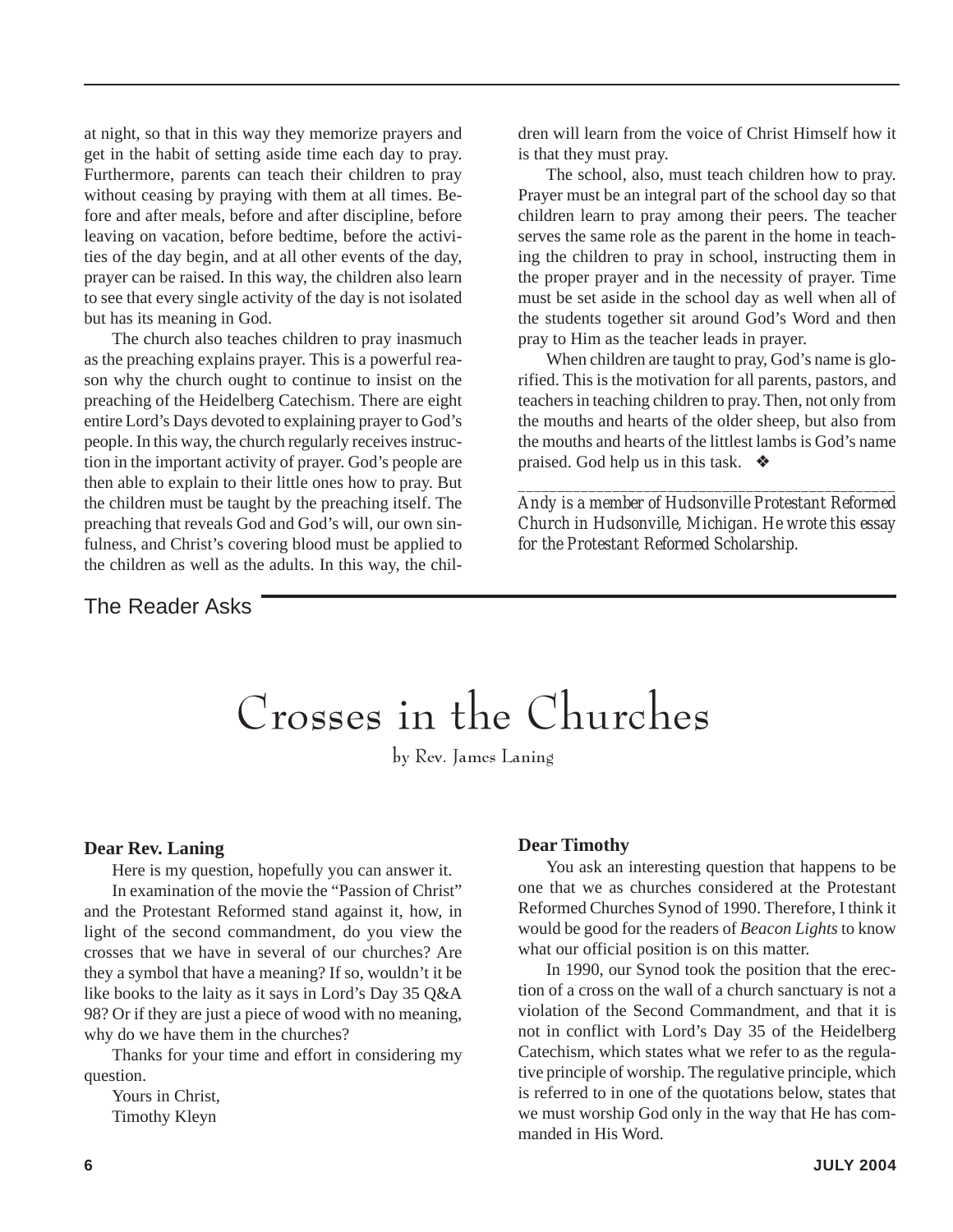at night, so that in this way they memorize prayers and get in the habit of setting aside time each day to pray. Furthermore, parents can teach their children to pray without ceasing by praying with them at all times. Before and after meals, before and after discipline, before leaving on vacation, before bedtime, before the activities of the day begin, and at all other events of the day, prayer can be raised. In this way, the children also learn to see that every single activity of the day is not isolated but has its meaning in God.

The church also teaches children to pray inasmuch as the preaching explains prayer. This is a powerful reason why the church ought to continue to insist on the preaching of the Heidelberg Catechism. There are eight entire Lord's Days devoted to explaining prayer to God's people. In this way, the church regularly receives instruction in the important activity of prayer. God's people are then able to explain to their little ones how to pray. But the children must be taught by the preaching itself. The preaching that reveals God and God's will, our own sinfulness, and Christ's covering blood must be applied to the children as well as the adults. In this way, the children will learn from the voice of Christ Himself how it is that they must pray.

The school, also, must teach children how to pray. Prayer must be an integral part of the school day so that children learn to pray among their peers. The teacher serves the same role as the parent in the home in teaching the children to pray in school, instructing them in the proper prayer and in the necessity of prayer. Time must be set aside in the school day as well when all of the students together sit around God's Word and then pray to Him as the teacher leads in prayer.

When children are taught to pray, God's name is glorified. This is the motivation for all parents, pastors, and teachers in teaching children to pray. Then, not only from the mouths and hearts of the older sheep, but also from the mouths and hearts of the littlest lambs is God's name praised. God help us in this task. ❖

---

*Andy is a member of Hudsonville Protestant Reformed Church in Hudsonville, Michigan. He wrote this essay for the Protestant Reformed Scholarship.*

The Reader Asks

# Crosses in the Churches

by Rev. James Laning

**Dear Rev. Laning**

Here is my question, hopefully you can answer it.

In examination of the movie the "Passion of Christ" and the Protestant Reformed stand against it, how, in light of the second commandment, do you view the crosses that we have in several of our churches? Are they a symbol that have a meaning? If so, wouldn't it be like books to the laity as it says in Lord's Day 35 Q&A 98? Or if they are just a piece of wood with no meaning, why do we have them in the churches?

Thanks for your time and effort in considering my question.

Yours in Christ,
Timothy Kleyn

**Dear Timothy**

You ask an interesting question that happens to be one that we as churches considered at the Protestant Reformed Churches Synod of 1990. Therefore, I think it would be good for the readers of *Beacon Lights* to know what our official position is on this matter.

In 1990, our Synod took the position that the erection of a cross on the wall of a church sanctuary is not a violation of the Second Commandment, and that it is not in conflict with Lord's Day 35 of the Heidelberg Catechism, which states what we refer to as the regulative principle of worship. The regulative principle, which is referred to in one of the quotations below, states that we must worship God only in the way that He has commanded in His Word.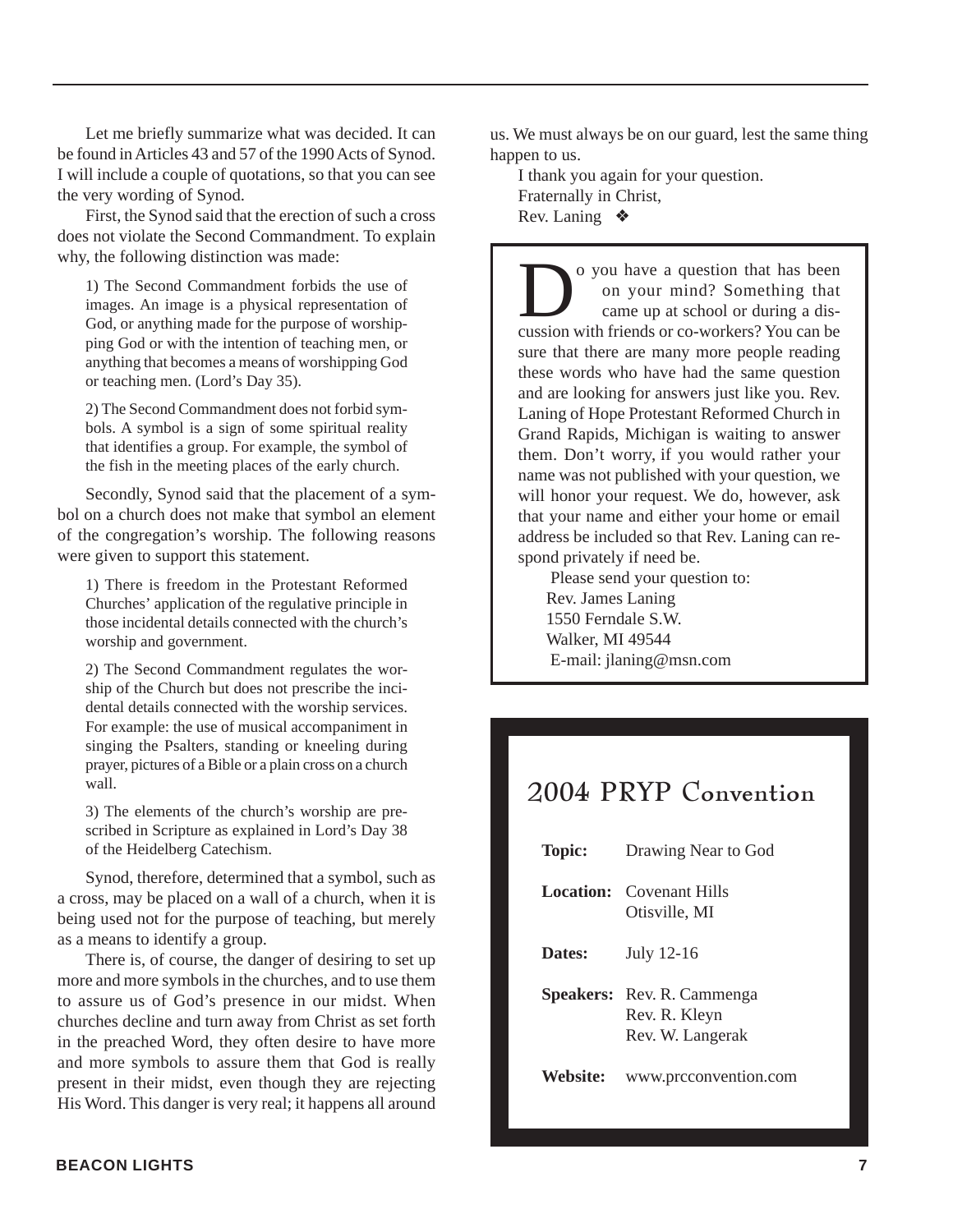Let me briefly summarize what was decided. It can be found in Articles 43 and 57 of the 1990 Acts of Synod. I will include a couple of quotations, so that you can see the very wording of Synod.

First, the Synod said that the erection of such a cross does not violate the Second Commandment. To explain why, the following distinction was made:

> 1) The Second Commandment forbids the use of images. An image is a physical representation of God, or anything made for the purpose of worshipping God or with the intention of teaching men, or anything that becomes a means of worshipping God or teaching men. (Lord's Day 35).
>
> 2) The Second Commandment does not forbid symbols. A symbol is a sign of some spiritual reality that identifies a group. For example, the symbol of the fish in the meeting places of the early church.

Secondly, Synod said that the placement of a symbol on a church does not make that symbol an element of the congregation's worship. The following reasons were given to support this statement.

> 1) There is freedom in the Protestant Reformed Churches' application of the regulative principle in those incidental details connected with the church's worship and government.
>
> 2) The Second Commandment regulates the worship of the Church but does not prescribe the incidental details connected with the worship services. For example: the use of musical accompaniment in singing the Psalters, standing or kneeling during prayer, pictures of a Bible or a plain cross on a church wall.
>
> 3) The elements of the church's worship are prescribed in Scripture as explained in Lord's Day 38 of the Heidelberg Catechism.

Synod, therefore, determined that a symbol, such as a cross, may be placed on a wall of a church, when it is being used not for the purpose of teaching, but merely as a means to identify a group.

There is, of course, the danger of desiring to set up more and more symbols in the churches, and to use them to assure us of God's presence in our midst. When churches decline and turn away from Christ as set forth in the preached Word, they often desire to have more and more symbols to assure them that God is really present in their midst, even though they are rejecting His Word. This danger is very real; it happens all around us. We must always be on our guard, lest the same thing happen to us.

I thank you again for your question.

Fraternally in Christ,

Rev. Laning ❖

---

Do you have a question that has been on your mind? Something that came up at school or during a discussion with friends or co-workers? You can be sure that there are many more people reading these words who have had the same question and are looking for answers just like you. Rev. Laning of Hope Protestant Reformed Church in Grand Rapids, Michigan is waiting to answer them. Don't worry, if you would rather your name was not published with your question, we will honor your request. We do, however, ask that your name and either your home or email address be included so that Rev. Laning can respond privately if need be.

Please send your question to:
Rev. James Laning
1550 Ferndale S.W.
Walker, MI 49544
E-mail: jlaning@msn.com

---

## 2004 PRYP Convention

**Topic:** Drawing Near to God

**Location:** Covenant Hills
Otisville, MI

**Dates:** July 12-16

**Speakers:** Rev. R. Cammenga
Rev. R. Kleyn
Rev. W. Langerak

**Website:** www.prcconvention.com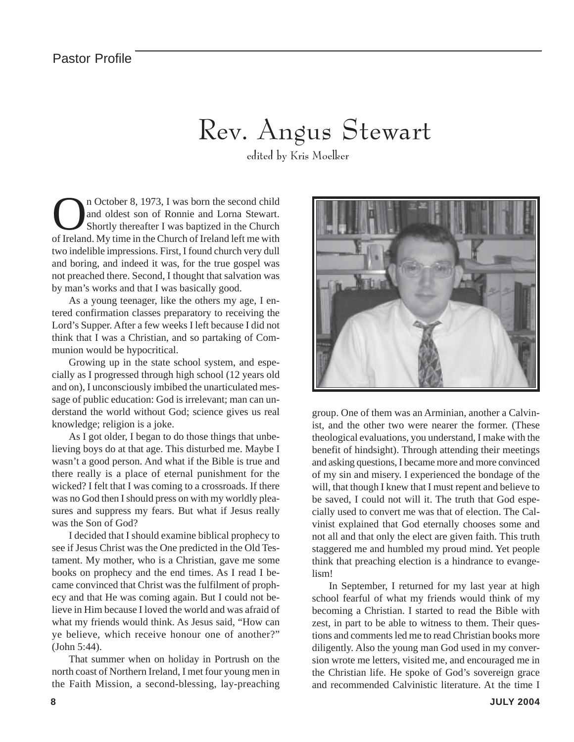# Rev. Angus Stewart

edited by Kris Moelker

On October 8, 1973, I was born the second child and oldest son of Ronnie and Lorna Stewart. Shortly thereafter I was baptized in the Church of Ireland. My time in the Church of Ireland left me with two indelible impressions. First, I found church very dull and boring, and indeed it was, for the true gospel was not preached there. Second, I thought that salvation was by man's works and that I was basically good.

As a young teenager, like the others my age, I entered confirmation classes preparatory to receiving the Lord's Supper. After a few weeks I left because I did not think that I was a Christian, and so partaking of Communion would be hypocritical.

Growing up in the state school system, and especially as I progressed through high school (12 years old and on), I unconsciously imbibed the unarticulated message of public education: God is irrelevant; man can understand the world without God; science gives us real knowledge; religion is a joke.

As I got older, I began to do those things that unbelieving boys do at that age. This disturbed me. Maybe I wasn't a good person. And what if the Bible is true and there really is a place of eternal punishment for the wicked? I felt that I was coming to a crossroads. If there was no God then I should press on with my worldly pleasures and suppress my fears. But what if Jesus really was the Son of God?

I decided that I should examine biblical prophecy to see if Jesus Christ was the One predicted in the Old Testament. My mother, who is a Christian, gave me some books on prophecy and the end times. As I read I became convinced that Christ was the fulfilment of prophecy and that He was coming again. But I could not believe in Him because I loved the world and was afraid of what my friends would think. As Jesus said, "How can ye believe, which receive honour one of another?" (John 5:44).

That summer when on holiday in Portrush on the north coast of Northern Ireland, I met four young men in the Faith Mission, a second-blessing, lay-preaching group. One of them was an Arminian, another a Calvinist, and the other two were nearer the former. (These theological evaluations, you understand, I make with the benefit of hindsight). Through attending their meetings and asking questions, I became more and more convinced of my sin and misery. I experienced the bondage of the will, that though I knew that I must repent and believe to be saved, I could not will it. The truth that God especially used to convert me was that of election. The Calvinist explained that God eternally chooses some and not all and that only the elect are given faith. This truth staggered me and humbled my proud mind. Yet people think that preaching election is a hindrance to evangelism!

In September, I returned for my last year at high school fearful of what my friends would think of my becoming a Christian. I started to read the Bible with zest, in part to be able to witness to them. Their questions and comments led me to read Christian books more diligently. Also the young man God used in my conversion wrote me letters, visited me, and encouraged me in the Christian life. He spoke of God's sovereign grace and recommended Calvinistic literature. At the time I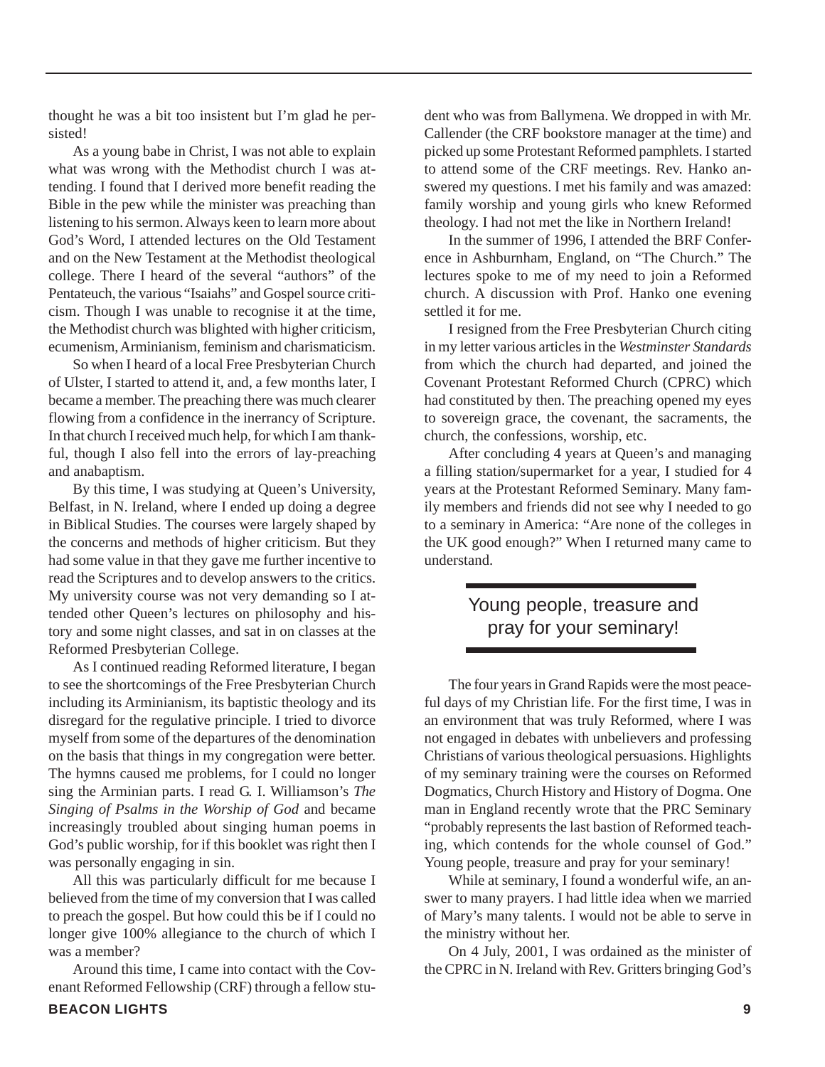thought he was a bit too insistent but I'm glad he persisted!

As a young babe in Christ, I was not able to explain what was wrong with the Methodist church I was attending. I found that I derived more benefit reading the Bible in the pew while the minister was preaching than listening to his sermon. Always keen to learn more about God's Word, I attended lectures on the Old Testament and on the New Testament at the Methodist theological college. There I heard of the several "authors" of the Pentateuch, the various "Isaiahs" and Gospel source criticism. Though I was unable to recognise it at the time, the Methodist church was blighted with higher criticism, ecumenism, Arminianism, feminism and charismaticism.

So when I heard of a local Free Presbyterian Church of Ulster, I started to attend it, and, a few months later, I became a member. The preaching there was much clearer flowing from a confidence in the inerrancy of Scripture. In that church I received much help, for which I am thankful, though I also fell into the errors of lay-preaching and anabaptism.

By this time, I was studying at Queen's University, Belfast, in N. Ireland, where I ended up doing a degree in Biblical Studies. The courses were largely shaped by the concerns and methods of higher criticism. But they had some value in that they gave me further incentive to read the Scriptures and to develop answers to the critics. My university course was not very demanding so I attended other Queen's lectures on philosophy and history and some night classes, and sat in on classes at the Reformed Presbyterian College.

As I continued reading Reformed literature, I began to see the shortcomings of the Free Presbyterian Church including its Arminianism, its baptistic theology and its disregard for the regulative principle. I tried to divorce myself from some of the departures of the denomination on the basis that things in my congregation were better. The hymns caused me problems, for I could no longer sing the Arminian parts. I read G. I. Williamson's *The Singing of Psalms in the Worship of God* and became increasingly troubled about singing human poems in God's public worship, for if this booklet was right then I was personally engaging in sin.

All this was particularly difficult for me because I believed from the time of my conversion that I was called to preach the gospel. But how could this be if I could no longer give 100% allegiance to the church of which I was a member?

Around this time, I came into contact with the Covenant Reformed Fellowship (CRF) through a fellow student who was from Ballymena. We dropped in with Mr. Callender (the CRF bookstore manager at the time) and picked up some Protestant Reformed pamphlets. I started to attend some of the CRF meetings. Rev. Hanko answered my questions. I met his family and was amazed: family worship and young girls who knew Reformed theology. I had not met the like in Northern Ireland!

In the summer of 1996, I attended the BRF Conference in Ashburnham, England, on "The Church." The lectures spoke to me of my need to join a Reformed church. A discussion with Prof. Hanko one evening settled it for me.

I resigned from the Free Presbyterian Church citing in my letter various articles in the *Westminster Standards* from which the church had departed, and joined the Covenant Protestant Reformed Church (CPRC) which had constituted by then. The preaching opened my eyes to sovereign grace, the covenant, the sacraments, the church, the confessions, worship, etc.

After concluding 4 years at Queen's and managing a filling station/supermarket for a year, I studied for 4 years at the Protestant Reformed Seminary. Many family members and friends did not see why I needed to go to a seminary in America: "Are none of the colleges in the UK good enough?" When I returned many came to understand.

> Young people, treasure and pray for your seminary!

The four years in Grand Rapids were the most peaceful days of my Christian life. For the first time, I was in an environment that was truly Reformed, where I was not engaged in debates with unbelievers and professing Christians of various theological persuasions. Highlights of my seminary training were the courses on Reformed Dogmatics, Church History and History of Dogma. One man in England recently wrote that the PRC Seminary "probably represents the last bastion of Reformed teaching, which contends for the whole counsel of God." Young people, treasure and pray for your seminary!

While at seminary, I found a wonderful wife, an answer to many prayers. I had little idea when we married of Mary's many talents. I would not be able to serve in the ministry without her.

On 4 July, 2001, I was ordained as the minister of the CPRC in N. Ireland with Rev. Gritters bringing God's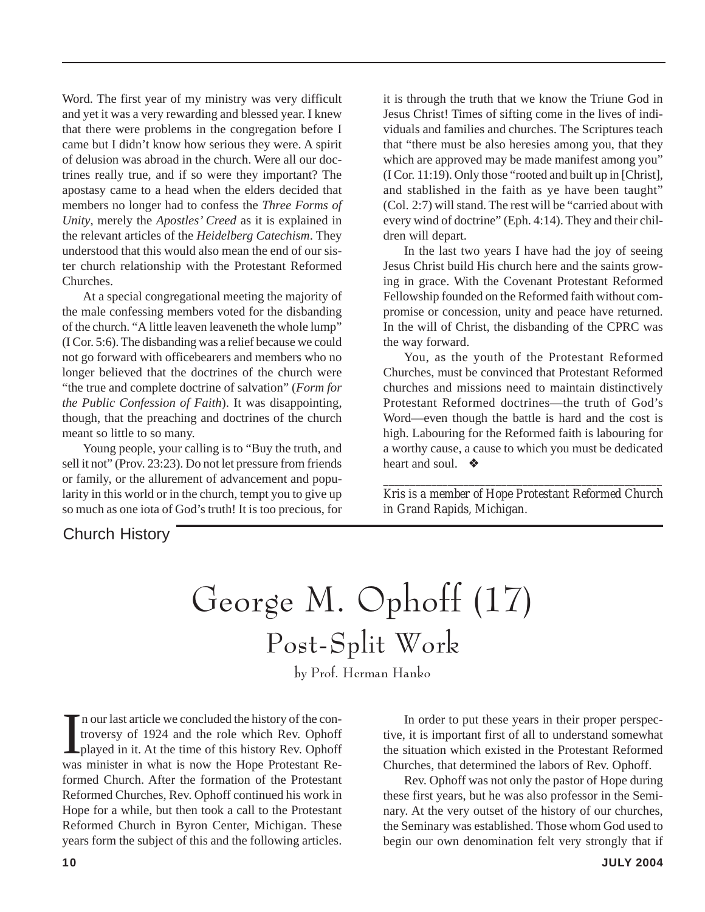Word. The first year of my ministry was very difficult and yet it was a very rewarding and blessed year. I knew that there were problems in the congregation before I came but I didn't know how serious they were. A spirit of delusion was abroad in the church. Were all our doctrines really true, and if so were they important? The apostasy came to a head when the elders decided that members no longer had to confess the *Three Forms of Unity*, merely the *Apostles' Creed* as it is explained in the relevant articles of the *Heidelberg Catechism*. They understood that this would also mean the end of our sister church relationship with the Protestant Reformed Churches.

At a special congregational meeting the majority of the male confessing members voted for the disbanding of the church. "A little leaven leaveneth the whole lump" (I Cor. 5:6). The disbanding was a relief because we could not go forward with officebearers and members who no longer believed that the doctrines of the church were "the true and complete doctrine of salvation" (*Form for the Public Confession of Faith*). It was disappointing, though, that the preaching and doctrines of the church meant so little to so many.

Young people, your calling is to "Buy the truth, and sell it not" (Prov. 23:23). Do not let pressure from friends or family, or the allurement of advancement and popularity in this world or in the church, tempt you to give up so much as one iota of God's truth! It is too precious, for it is through the truth that we know the Triune God in Jesus Christ! Times of sifting come in the lives of individuals and families and churches. The Scriptures teach that "there must be also heresies among you, that they which are approved may be made manifest among you" (I Cor. 11:19). Only those "rooted and built up in [Christ], and stablished in the faith as ye have been taught" (Col. 2:7) will stand. The rest will be "carried about with every wind of doctrine" (Eph. 4:14). They and their children will depart.

In the last two years I have had the joy of seeing Jesus Christ build His church here and the saints growing in grace. With the Covenant Protestant Reformed Fellowship founded on the Reformed faith without compromise or concession, unity and peace have returned. In the will of Christ, the disbanding of the CPRC was the way forward.

You, as the youth of the Protestant Reformed Churches, must be convinced that Protestant Reformed churches and missions need to maintain distinctively Protestant Reformed doctrines—the truth of God's Word—even though the battle is hard and the cost is high. Labouring for the Reformed faith is labouring for a worthy cause, a cause to which you must be dedicated heart and soul. ❖

---

*Kris is a member of Hope Protestant Reformed Church in Grand Rapids, Michigan.*

Church History

# George M. Ophoff (17)

## Post-Split Work

by Prof. Herman Hanko

In our last article we concluded the history of the controversy of 1924 and the role which Rev. Ophoff played in it. At the time of this history Rev. Ophoff was minister in what is now the Hope Protestant Reformed Church. After the formation of the Protestant Reformed Churches, Rev. Ophoff continued his work in Hope for a while, but then took a call to the Protestant Reformed Church in Byron Center, Michigan. These years form the subject of this and the following articles.

In order to put these years in their proper perspective, it is important first of all to understand somewhat the situation which existed in the Protestant Reformed Churches, that determined the labors of Rev. Ophoff.

Rev. Ophoff was not only the pastor of Hope during these first years, but he was also professor in the Seminary. At the very outset of the history of our churches, the Seminary was established. Those whom God used to begin our own denomination felt very strongly that if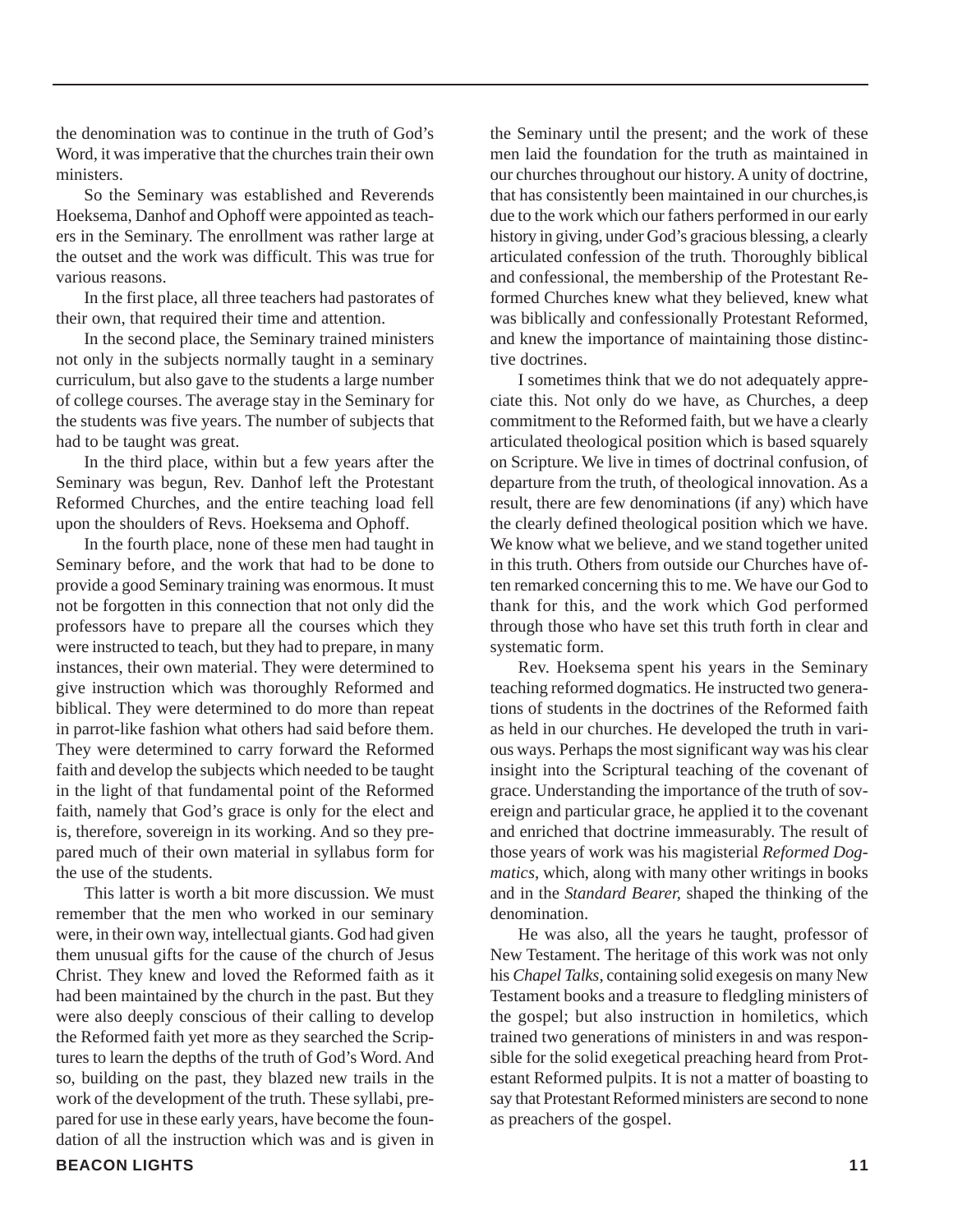the denomination was to continue in the truth of God's Word, it was imperative that the churches train their own ministers.

So the Seminary was established and Reverends Hoeksema, Danhof and Ophoff were appointed as teachers in the Seminary. The enrollment was rather large at the outset and the work was difficult. This was true for various reasons.

In the first place, all three teachers had pastorates of their own, that required their time and attention.

In the second place, the Seminary trained ministers not only in the subjects normally taught in a seminary curriculum, but also gave to the students a large number of college courses. The average stay in the Seminary for the students was five years. The number of subjects that had to be taught was great.

In the third place, within but a few years after the Seminary was begun, Rev. Danhof left the Protestant Reformed Churches, and the entire teaching load fell upon the shoulders of Revs. Hoeksema and Ophoff.

In the fourth place, none of these men had taught in Seminary before, and the work that had to be done to provide a good Seminary training was enormous. It must not be forgotten in this connection that not only did the professors have to prepare all the courses which they were instructed to teach, but they had to prepare, in many instances, their own material. They were determined to give instruction which was thoroughly Reformed and biblical. They were determined to do more than repeat in parrot-like fashion what others had said before them. They were determined to carry forward the Reformed faith and develop the subjects which needed to be taught in the light of that fundamental point of the Reformed faith, namely that God's grace is only for the elect and is, therefore, sovereign in its working. And so they prepared much of their own material in syllabus form for the use of the students.

This latter is worth a bit more discussion. We must remember that the men who worked in our seminary were, in their own way, intellectual giants. God had given them unusual gifts for the cause of the church of Jesus Christ. They knew and loved the Reformed faith as it had been maintained by the church in the past. But they were also deeply conscious of their calling to develop the Reformed faith yet more as they searched the Scriptures to learn the depths of the truth of God's Word. And so, building on the past, they blazed new trails in the work of the development of the truth. These syllabi, prepared for use in these early years, have become the foundation of all the instruction which was and is given in the Seminary until the present; and the work of these men laid the foundation for the truth as maintained in our churches throughout our history. A unity of doctrine, that has consistently been maintained in our churches,is due to the work which our fathers performed in our early history in giving, under God's gracious blessing, a clearly articulated confession of the truth. Thoroughly biblical and confessional, the membership of the Protestant Reformed Churches knew what they believed, knew what was biblically and confessionally Protestant Reformed, and knew the importance of maintaining those distinctive doctrines.

I sometimes think that we do not adequately appreciate this. Not only do we have, as Churches, a deep commitment to the Reformed faith, but we have a clearly articulated theological position which is based squarely on Scripture. We live in times of doctrinal confusion, of departure from the truth, of theological innovation. As a result, there are few denominations (if any) which have the clearly defined theological position which we have. We know what we believe, and we stand together united in this truth. Others from outside our Churches have often remarked concerning this to me. We have our God to thank for this, and the work which God performed through those who have set this truth forth in clear and systematic form.

Rev. Hoeksema spent his years in the Seminary teaching reformed dogmatics. He instructed two generations of students in the doctrines of the Reformed faith as held in our churches. He developed the truth in various ways. Perhaps the most significant way was his clear insight into the Scriptural teaching of the covenant of grace. Understanding the importance of the truth of sovereign and particular grace, he applied it to the covenant and enriched that doctrine immeasurably. The result of those years of work was his magisterial *Reformed Dogmatics*, which, along with many other writings in books and in the *Standard Bearer,* shaped the thinking of the denomination.

He was also, all the years he taught, professor of New Testament. The heritage of this work was not only his *Chapel Talks*, containing solid exegesis on many New Testament books and a treasure to fledgling ministers of the gospel; but also instruction in homiletics, which trained two generations of ministers in and was responsible for the solid exegetical preaching heard from Protestant Reformed pulpits. It is not a matter of boasting to say that Protestant Reformed ministers are second to none as preachers of the gospel.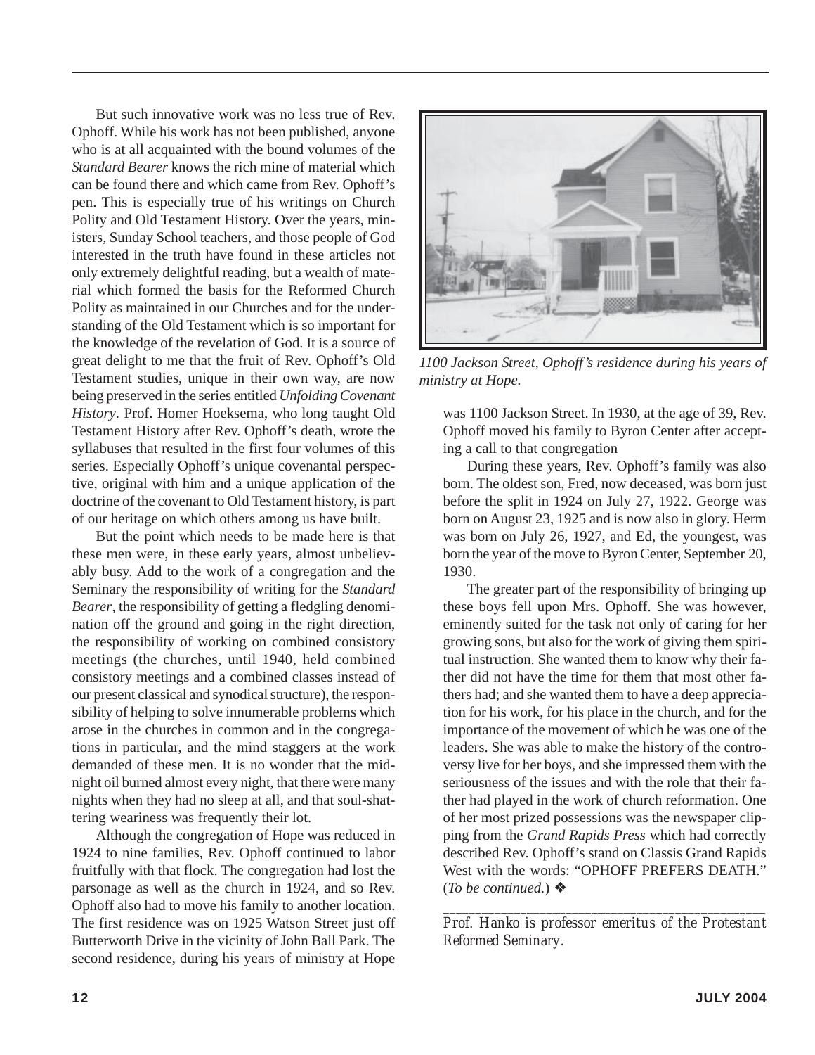But such innovative work was no less true of Rev. Ophoff. While his work has not been published, anyone who is at all acquainted with the bound volumes of the *Standard Bearer* knows the rich mine of material which can be found there and which came from Rev. Ophoff's pen. This is especially true of his writings on Church Polity and Old Testament History. Over the years, ministers, Sunday School teachers, and those people of God interested in the truth have found in these articles not only extremely delightful reading, but a wealth of material which formed the basis for the Reformed Church Polity as maintained in our Churches and for the understanding of the Old Testament which is so important for the knowledge of the revelation of God. It is a source of great delight to me that the fruit of Rev. Ophoff's Old Testament studies, unique in their own way, are now being preserved in the series entitled *Unfolding Covenant History*. Prof. Homer Hoeksema, who long taught Old Testament History after Rev. Ophoff's death, wrote the syllabuses that resulted in the first four volumes of this series. Especially Ophoff's unique covenantal perspective, original with him and a unique application of the doctrine of the covenant to Old Testament history, is part of our heritage on which others among us have built.

But the point which needs to be made here is that these men were, in these early years, almost unbelievably busy. Add to the work of a congregation and the Seminary the responsibility of writing for the *Standard Bearer*, the responsibility of getting a fledgling denomination off the ground and going in the right direction, the responsibility of working on combined consistory meetings (the churches, until 1940, held combined consistory meetings and a combined classes instead of our present classical and synodical structure), the responsibility of helping to solve innumerable problems which arose in the churches in common and in the congregations in particular, and the mind staggers at the work demanded of these men. It is no wonder that the midnight oil burned almost every night, that there were many nights when they had no sleep at all, and that soul-shattering weariness was frequently their lot.

Although the congregation of Hope was reduced in 1924 to nine families, Rev. Ophoff continued to labor fruitfully with that flock. The congregation had lost the parsonage as well as the church in 1924, and so Rev. Ophoff also had to move his family to another location. The first residence was on 1925 Watson Street just off Butterworth Drive in the vicinity of John Ball Park. The second residence, during his years of ministry at Hope was 1100 Jackson Street. In 1930, at the age of 39, Rev. Ophoff moved his family to Byron Center after accepting a call to that congregation

*1100 Jackson Street, Ophoff's residence during his years of ministry at Hope.*

During these years, Rev. Ophoff's family was also born. The oldest son, Fred, now deceased, was born just before the split in 1924 on July 27, 1922. George was born on August 23, 1925 and is now also in glory. Herm was born on July 26, 1927, and Ed, the youngest, was born the year of the move to Byron Center, September 20, 1930.

The greater part of the responsibility of bringing up these boys fell upon Mrs. Ophoff. She was however, eminently suited for the task not only of caring for her growing sons, but also for the work of giving them spiritual instruction. She wanted them to know why their father did not have the time for them that most other fathers had; and she wanted them to have a deep appreciation for his work, for his place in the church, and for the importance of the movement of which he was one of the leaders. She was able to make the history of the controversy live for her boys, and she impressed them with the seriousness of the issues and with the role that their father had played in the work of church reformation. One of her most prized possessions was the newspaper clipping from the *Grand Rapids Press* which had correctly described Rev. Ophoff's stand on Classis Grand Rapids West with the words: "OPHOFF PREFERS DEATH." (*To be continued.*) ❖

---

*Prof. Hanko is professor emeritus of the Protestant Reformed Seminary.*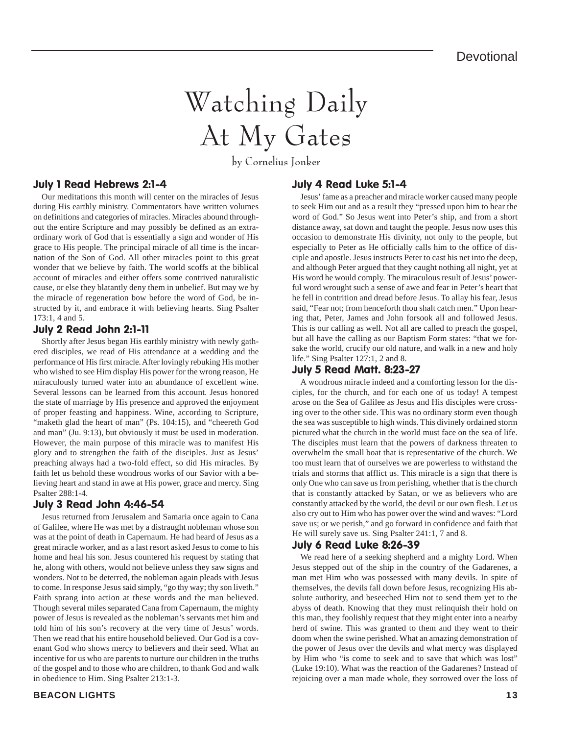# Watching Daily At My Gates

by Cornelius Jonker

### July 1 Read Hebrews 2:1-4

Our meditations this month will center on the miracles of Jesus during His earthly ministry. Commentators have written volumes on definitions and categories of miracles. Miracles abound throughout the entire Scripture and may possibly be defined as an extraordinary work of God that is essentially a sign and wonder of His grace to His people. The principal miracle of all time is the incarnation of the Son of God. All other miracles point to this great wonder that we believe by faith. The world scoffs at the biblical account of miracles and either offers some contrived naturalistic cause, or else they blatantly deny them in unbelief. But may we by the miracle of regeneration bow before the word of God, be instructed by it, and embrace it with believing hearts. Sing Psalter 173:1, 4 and 5.

### July 2 Read John 2:1-11

Shortly after Jesus began His earthly ministry with newly gathered disciples, we read of His attendance at a wedding and the performance of His first miracle. After lovingly rebuking His mother who wished to see Him display His power for the wrong reason, He miraculously turned water into an abundance of excellent wine. Several lessons can be learned from this account. Jesus honored the state of marriage by His presence and approved the enjoyment of proper feasting and happiness. Wine, according to Scripture, "maketh glad the heart of man" (Ps. 104:15), and "cheereth God and man" (Ju. 9:13), but obviously it must be used in moderation. However, the main purpose of this miracle was to manifest His glory and to strengthen the faith of the disciples. Just as Jesus' preaching always had a two-fold effect, so did His miracles. By faith let us behold these wondrous works of our Savior with a believing heart and stand in awe at His power, grace and mercy. Sing Psalter 288:1-4.

### July 3 Read John 4:46-54

Jesus returned from Jerusalem and Samaria once again to Cana of Galilee, where He was met by a distraught nobleman whose son was at the point of death in Capernaum. He had heard of Jesus as a great miracle worker, and as a last resort asked Jesus to come to his home and heal his son. Jesus countered his request by stating that he, along with others, would not believe unless they saw signs and wonders. Not to be deterred, the nobleman again pleads with Jesus to come. In response Jesus said simply, "go thy way; thy son liveth." Faith sprang into action at these words and the man believed. Though several miles separated Cana from Capernaum, the mighty power of Jesus is revealed as the nobleman's servants met him and told him of his son's recovery at the very time of Jesus' words. Then we read that his entire household believed. Our God is a covenant God who shows mercy to believers and their seed. What an incentive for us who are parents to nurture our children in the truths of the gospel and to those who are children, to thank God and walk in obedience to Him. Sing Psalter 213:1-3.

### July 4 Read Luke 5:1-4

Jesus' fame as a preacher and miracle worker caused many people to seek Him out and as a result they "pressed upon him to hear the word of God." So Jesus went into Peter's ship, and from a short distance away, sat down and taught the people. Jesus now uses this occasion to demonstrate His divinity, not only to the people, but especially to Peter as He officially calls him to the office of disciple and apostle. Jesus instructs Peter to cast his net into the deep, and although Peter argued that they caught nothing all night, yet at His word he would comply. The miraculous result of Jesus' powerful word wrought such a sense of awe and fear in Peter's heart that he fell in contrition and dread before Jesus. To allay his fear, Jesus said, "Fear not; from henceforth thou shalt catch men." Upon hearing that, Peter, James and John forsook all and followed Jesus. This is our calling as well. Not all are called to preach the gospel, but all have the calling as our Baptism Form states: "that we forsake the world, crucify our old nature, and walk in a new and holy life." Sing Psalter 127:1, 2 and 8.

### July 5 Read Matt. 8:23-27

A wondrous miracle indeed and a comforting lesson for the disciples, for the church, and for each one of us today! A tempest arose on the Sea of Galilee as Jesus and His disciples were crossing over to the other side. This was no ordinary storm even though the sea was susceptible to high winds. This divinely ordained storm pictured what the church in the world must face on the sea of life. The disciples must learn that the powers of darkness threaten to overwhelm the small boat that is representative of the church. We too must learn that of ourselves we are powerless to withstand the trials and storms that afflict us. This miracle is a sign that there is only One who can save us from perishing, whether that is the church that is constantly attacked by Satan, or we as believers who are constantly attacked by the world, the devil or our own flesh. Let us also cry out to Him who has power over the wind and waves: "Lord save us; or we perish," and go forward in confidence and faith that He will surely save us. Sing Psalter 241:1, 7 and 8.

### July 6 Read Luke 8:26-39

We read here of a seeking shepherd and a mighty Lord. When Jesus stepped out of the ship in the country of the Gadarenes, a man met Him who was possessed with many devils. In spite of themselves, the devils fall down before Jesus, recognizing His absolute authority, and beseeched Him not to send them yet to the abyss of death. Knowing that they must relinquish their hold on this man, they foolishly request that they might enter into a nearby herd of swine. This was granted to them and they went to their doom when the swine perished. What an amazing demonstration of the power of Jesus over the devils and what mercy was displayed by Him who "is come to seek and to save that which was lost" (Luke 19:10). What was the reaction of the Gadarenes? Instead of rejoicing over a man made whole, they sorrowed over the loss of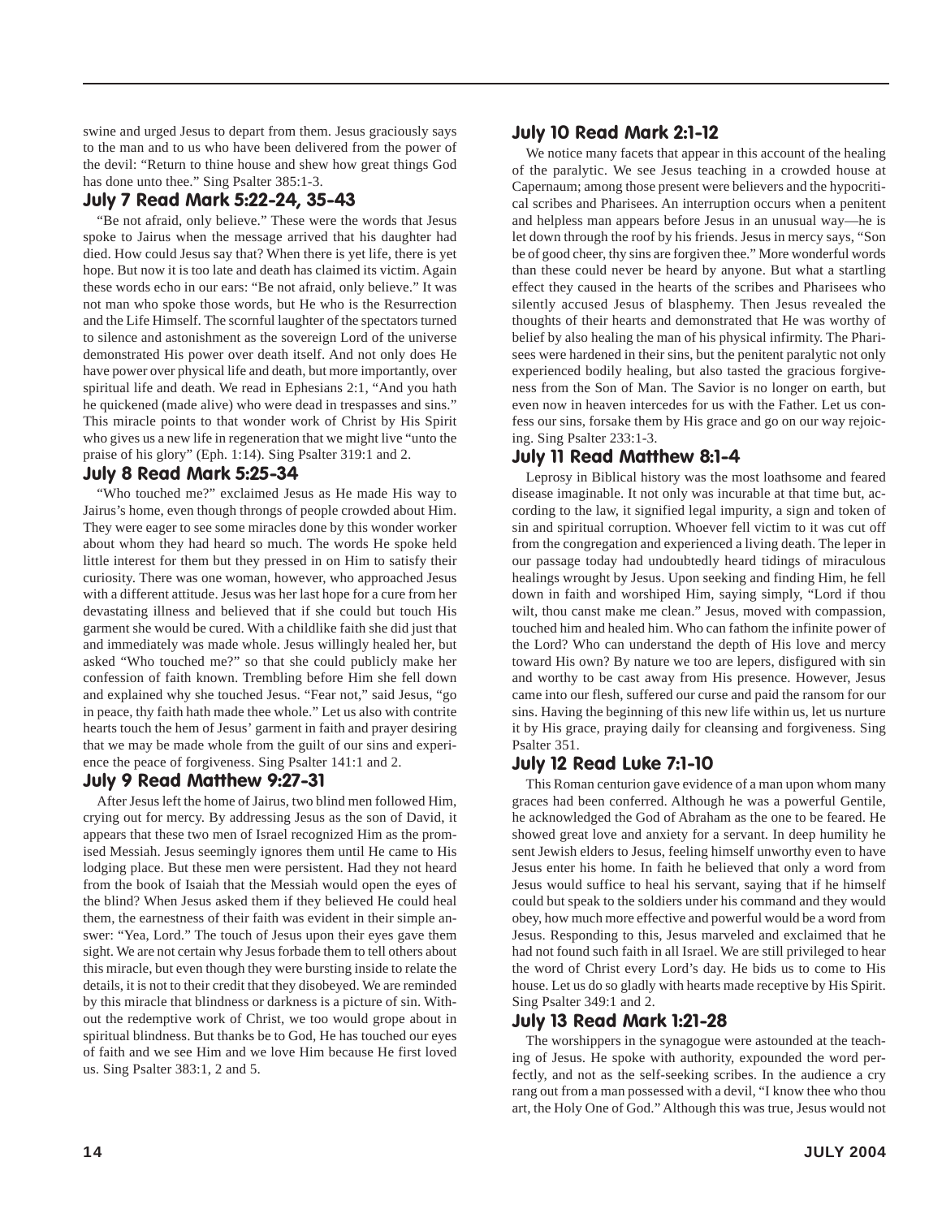swine and urged Jesus to depart from them. Jesus graciously says to the man and to us who have been delivered from the power of the devil: "Return to thine house and shew how great things God has done unto thee." Sing Psalter 385:1-3.

### July 7 Read Mark 5:22-24, 35-43

"Be not afraid, only believe." These were the words that Jesus spoke to Jairus when the message arrived that his daughter had died. How could Jesus say that? When there is yet life, there is yet hope. But now it is too late and death has claimed its victim. Again these words echo in our ears: "Be not afraid, only believe." It was not man who spoke those words, but He who is the Resurrection and the Life Himself. The scornful laughter of the spectators turned to silence and astonishment as the sovereign Lord of the universe demonstrated His power over death itself. And not only does He have power over physical life and death, but more importantly, over spiritual life and death. We read in Ephesians 2:1, "And you hath he quickened (made alive) who were dead in trespasses and sins." This miracle points to that wonder work of Christ by His Spirit who gives us a new life in regeneration that we might live "unto the praise of his glory" (Eph. 1:14). Sing Psalter 319:1 and 2.

### July 8 Read Mark 5:25-34

"Who touched me?" exclaimed Jesus as He made His way to Jairus's home, even though throngs of people crowded about Him. They were eager to see some miracles done by this wonder worker about whom they had heard so much. The words He spoke held little interest for them but they pressed in on Him to satisfy their curiosity. There was one woman, however, who approached Jesus with a different attitude. Jesus was her last hope for a cure from her devastating illness and believed that if she could but touch His garment she would be cured. With a childlike faith she did just that and immediately was made whole. Jesus willingly healed her, but asked "Who touched me?" so that she could publicly make her confession of faith known. Trembling before Him she fell down and explained why she touched Jesus. "Fear not," said Jesus, "go in peace, thy faith hath made thee whole." Let us also with contrite hearts touch the hem of Jesus' garment in faith and prayer desiring that we may be made whole from the guilt of our sins and experience the peace of forgiveness. Sing Psalter 141:1 and 2.

### July 9 Read Matthew 9:27-31

After Jesus left the home of Jairus, two blind men followed Him, crying out for mercy. By addressing Jesus as the son of David, it appears that these two men of Israel recognized Him as the promised Messiah. Jesus seemingly ignores them until He came to His lodging place. But these men were persistent. Had they not heard from the book of Isaiah that the Messiah would open the eyes of the blind? When Jesus asked them if they believed He could heal them, the earnestness of their faith was evident in their simple answer: "Yea, Lord." The touch of Jesus upon their eyes gave them sight. We are not certain why Jesus forbade them to tell others about this miracle, but even though they were bursting inside to relate the details, it is not to their credit that they disobeyed. We are reminded by this miracle that blindness or darkness is a picture of sin. Without the redemptive work of Christ, we too would grope about in spiritual blindness. But thanks be to God, He has touched our eyes of faith and we see Him and we love Him because He first loved us. Sing Psalter 383:1, 2 and 5.

### July 10 Read Mark 2:1-12

We notice many facets that appear in this account of the healing of the paralytic. We see Jesus teaching in a crowded house at Capernaum; among those present were believers and the hypocritical scribes and Pharisees. An interruption occurs when a penitent and helpless man appears before Jesus in an unusual way—he is let down through the roof by his friends. Jesus in mercy says, "Son be of good cheer, thy sins are forgiven thee." More wonderful words than these could never be heard by anyone. But what a startling effect they caused in the hearts of the scribes and Pharisees who silently accused Jesus of blasphemy. Then Jesus revealed the thoughts of their hearts and demonstrated that He was worthy of belief by also healing the man of his physical infirmity. The Pharisees were hardened in their sins, but the penitent paralytic not only experienced bodily healing, but also tasted the gracious forgiveness from the Son of Man. The Savior is no longer on earth, but even now in heaven intercedes for us with the Father. Let us confess our sins, forsake them by His grace and go on our way rejoicing. Sing Psalter 233:1-3.

### July 11 Read Matthew 8:1-4

Leprosy in Biblical history was the most loathsome and feared disease imaginable. It not only was incurable at that time but, according to the law, it signified legal impurity, a sign and token of sin and spiritual corruption. Whoever fell victim to it was cut off from the congregation and experienced a living death. The leper in our passage today had undoubtedly heard tidings of miraculous healings wrought by Jesus. Upon seeking and finding Him, he fell down in faith and worshiped Him, saying simply, "Lord if thou wilt, thou canst make me clean." Jesus, moved with compassion, touched him and healed him. Who can fathom the infinite power of the Lord? Who can understand the depth of His love and mercy toward His own? By nature we too are lepers, disfigured with sin and worthy to be cast away from His presence. However, Jesus came into our flesh, suffered our curse and paid the ransom for our sins. Having the beginning of this new life within us, let us nurture it by His grace, praying daily for cleansing and forgiveness. Sing Psalter 351.

### July 12 Read Luke 7:1-10

This Roman centurion gave evidence of a man upon whom many graces had been conferred. Although he was a powerful Gentile, he acknowledged the God of Abraham as the one to be feared. He showed great love and anxiety for a servant. In deep humility he sent Jewish elders to Jesus, feeling himself unworthy even to have Jesus enter his home. In faith he believed that only a word from Jesus would suffice to heal his servant, saying that if he himself could but speak to the soldiers under his command and they would obey, how much more effective and powerful would be a word from Jesus. Responding to this, Jesus marveled and exclaimed that he had not found such faith in all Israel. We are still privileged to hear the word of Christ every Lord's day. He bids us to come to His house. Let us do so gladly with hearts made receptive by His Spirit. Sing Psalter 349:1 and 2.

### July 13 Read Mark 1:21-28

The worshippers in the synagogue were astounded at the teaching of Jesus. He spoke with authority, expounded the word perfectly, and not as the self-seeking scribes. In the audience a cry rang out from a man possessed with a devil, "I know thee who thou art, the Holy One of God." Although this was true, Jesus would not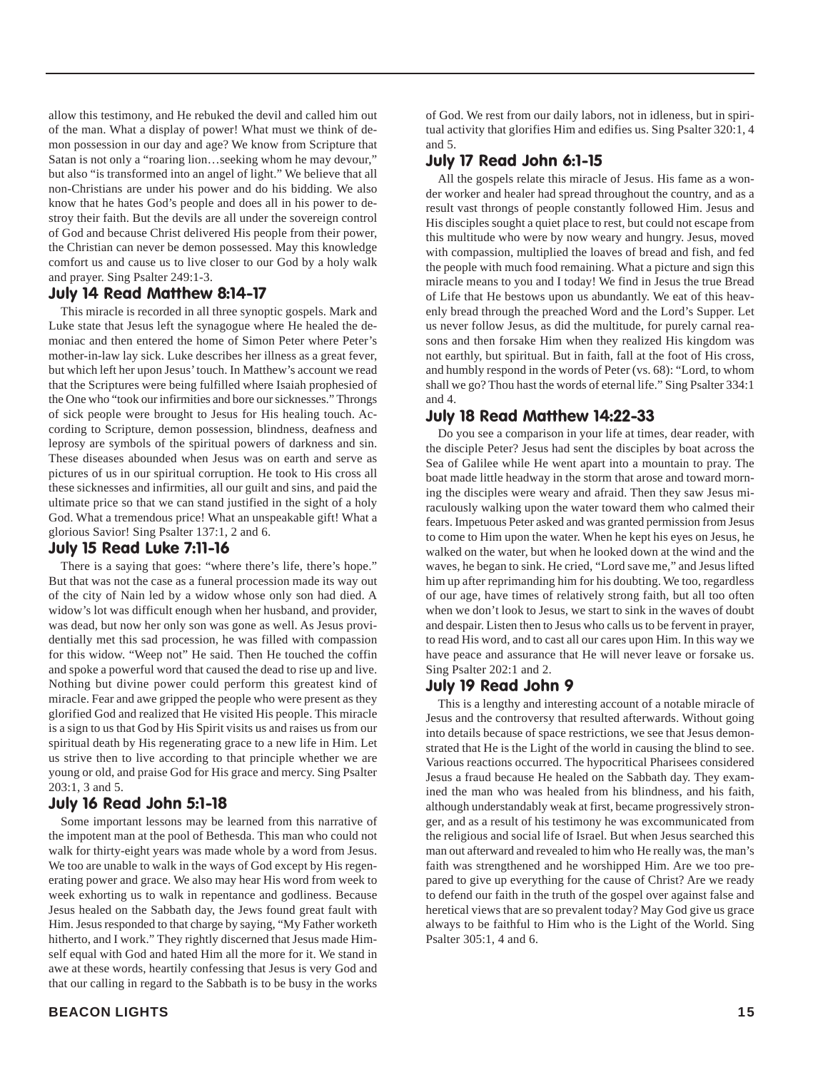allow this testimony, and He rebuked the devil and called him out of the man. What a display of power! What must we think of demon possession in our day and age? We know from Scripture that Satan is not only a "roaring lion…seeking whom he may devour," but also "is transformed into an angel of light." We believe that all non-Christians are under his power and do his bidding. We also know that he hates God's people and does all in his power to destroy their faith. But the devils are all under the sovereign control of God and because Christ delivered His people from their power, the Christian can never be demon possessed. May this knowledge comfort us and cause us to live closer to our God by a holy walk and prayer. Sing Psalter 249:1-3.

### July 14 Read Matthew 8:14-17

This miracle is recorded in all three synoptic gospels. Mark and Luke state that Jesus left the synagogue where He healed the demoniac and then entered the home of Simon Peter where Peter's mother-in-law lay sick. Luke describes her illness as a great fever, but which left her upon Jesus' touch. In Matthew's account we read that the Scriptures were being fulfilled where Isaiah prophesied of the One who "took our infirmities and bore our sicknesses." Throngs of sick people were brought to Jesus for His healing touch. According to Scripture, demon possession, blindness, deafness and leprosy are symbols of the spiritual powers of darkness and sin. These diseases abounded when Jesus was on earth and serve as pictures of us in our spiritual corruption. He took to His cross all these sicknesses and infirmities, all our guilt and sins, and paid the ultimate price so that we can stand justified in the sight of a holy God. What a tremendous price! What an unspeakable gift! What a glorious Savior! Sing Psalter 137:1, 2 and 6.

### July 15 Read Luke 7:11-16

There is a saying that goes: "where there's life, there's hope." But that was not the case as a funeral procession made its way out of the city of Nain led by a widow whose only son had died. A widow's lot was difficult enough when her husband, and provider, was dead, but now her only son was gone as well. As Jesus providentially met this sad procession, he was filled with compassion for this widow. "Weep not" He said. Then He touched the coffin and spoke a powerful word that caused the dead to rise up and live. Nothing but divine power could perform this greatest kind of miracle. Fear and awe gripped the people who were present as they glorified God and realized that He visited His people. This miracle is a sign to us that God by His Spirit visits us and raises us from our spiritual death by His regenerating grace to a new life in Him. Let us strive then to live according to that principle whether we are young or old, and praise God for His grace and mercy. Sing Psalter 203:1, 3 and 5.

### July 16 Read John 5:1-18

Some important lessons may be learned from this narrative of the impotent man at the pool of Bethesda. This man who could not walk for thirty-eight years was made whole by a word from Jesus. We too are unable to walk in the ways of God except by His regenerating power and grace. We also may hear His word from week to week exhorting us to walk in repentance and godliness. Because Jesus healed on the Sabbath day, the Jews found great fault with Him. Jesus responded to that charge by saying, "My Father worketh hitherto, and I work." They rightly discerned that Jesus made Himself equal with God and hated Him all the more for it. We stand in awe at these words, heartily confessing that Jesus is very God and that our calling in regard to the Sabbath is to be busy in the works of God. We rest from our daily labors, not in idleness, but in spiritual activity that glorifies Him and edifies us. Sing Psalter 320:1, 4 and 5.

### July 17 Read John 6:1-15

All the gospels relate this miracle of Jesus. His fame as a wonder worker and healer had spread throughout the country, and as a result vast throngs of people constantly followed Him. Jesus and His disciples sought a quiet place to rest, but could not escape from this multitude who were by now weary and hungry. Jesus, moved with compassion, multiplied the loaves of bread and fish, and fed the people with much food remaining. What a picture and sign this miracle means to you and I today! We find in Jesus the true Bread of Life that He bestows upon us abundantly. We eat of this heavenly bread through the preached Word and the Lord's Supper. Let us never follow Jesus, as did the multitude, for purely carnal reasons and then forsake Him when they realized His kingdom was not earthly, but spiritual. But in faith, fall at the foot of His cross, and humbly respond in the words of Peter (vs. 68): "Lord, to whom shall we go? Thou hast the words of eternal life." Sing Psalter 334:1 and 4.

### July 18 Read Matthew 14:22-33

Do you see a comparison in your life at times, dear reader, with the disciple Peter? Jesus had sent the disciples by boat across the Sea of Galilee while He went apart into a mountain to pray. The boat made little headway in the storm that arose and toward morning the disciples were weary and afraid. Then they saw Jesus miraculously walking upon the water toward them who calmed their fears. Impetuous Peter asked and was granted permission from Jesus to come to Him upon the water. When he kept his eyes on Jesus, he walked on the water, but when he looked down at the wind and the waves, he began to sink. He cried, "Lord save me," and Jesus lifted him up after reprimanding him for his doubting. We too, regardless of our age, have times of relatively strong faith, but all too often when we don't look to Jesus, we start to sink in the waves of doubt and despair. Listen then to Jesus who calls us to be fervent in prayer, to read His word, and to cast all our cares upon Him. In this way we have peace and assurance that He will never leave or forsake us. Sing Psalter 202:1 and 2.

### July 19 Read John 9

This is a lengthy and interesting account of a notable miracle of Jesus and the controversy that resulted afterwards. Without going into details because of space restrictions, we see that Jesus demonstrated that He is the Light of the world in causing the blind to see. Various reactions occurred. The hypocritical Pharisees considered Jesus a fraud because He healed on the Sabbath day. They examined the man who was healed from his blindness, and his faith, although understandably weak at first, became progressively stronger, and as a result of his testimony he was excommunicated from the religious and social life of Israel. But when Jesus searched this man out afterward and revealed to him who He really was, the man's faith was strengthened and he worshipped Him. Are we too prepared to give up everything for the cause of Christ? Are we ready to defend our faith in the truth of the gospel over against false and heretical views that are so prevalent today? May God give us grace always to be faithful to Him who is the Light of the World. Sing Psalter 305:1, 4 and 6.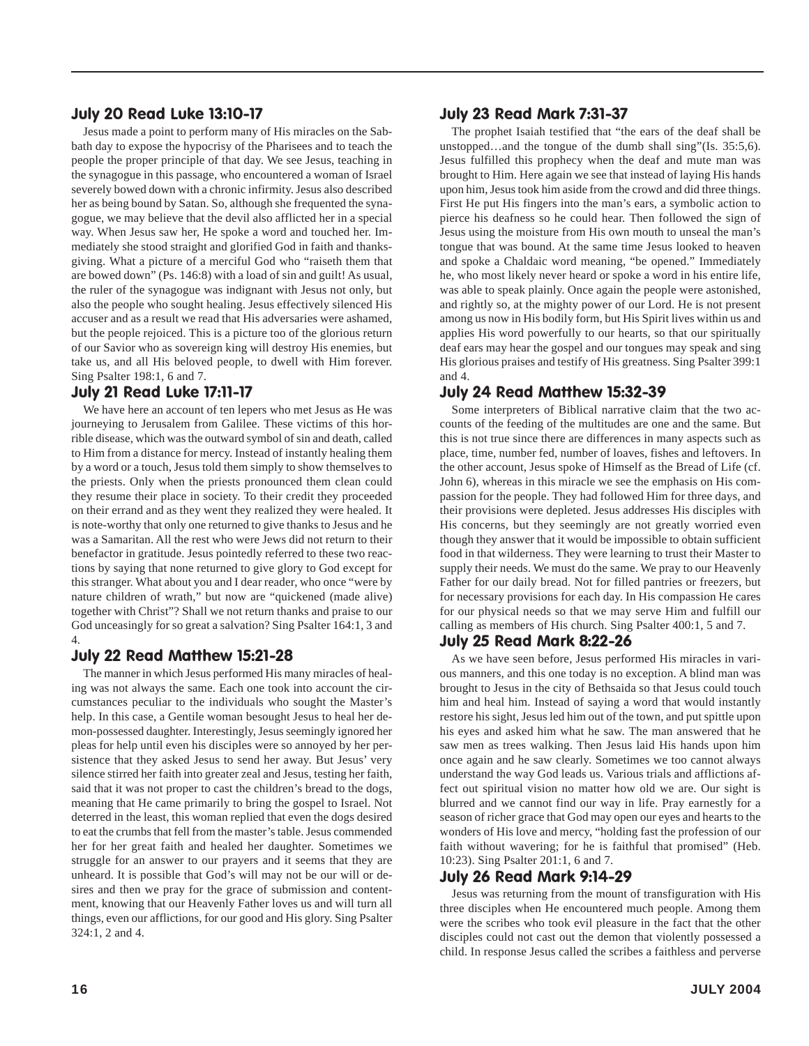## July 20 Read Luke 13:10-17

Jesus made a point to perform many of His miracles on the Sabbath day to expose the hypocrisy of the Pharisees and to teach the people the proper principle of that day. We see Jesus, teaching in the synagogue in this passage, who encountered a woman of Israel severely bowed down with a chronic infirmity. Jesus also described her as being bound by Satan. So, although she frequented the synagogue, we may believe that the devil also afflicted her in a special way. When Jesus saw her, He spoke a word and touched her. Immediately she stood straight and glorified God in faith and thanksgiving. What a picture of a merciful God who "raiseth them that are bowed down" (Ps. 146:8) with a load of sin and guilt! As usual, the ruler of the synagogue was indignant with Jesus not only, but also the people who sought healing. Jesus effectively silenced His accuser and as a result we read that His adversaries were ashamed, but the people rejoiced. This is a picture too of the glorious return of our Savior who as sovereign king will destroy His enemies, but take us, and all His beloved people, to dwell with Him forever. Sing Psalter 198:1, 6 and 7.

## July 21 Read Luke 17:11-17

We have here an account of ten lepers who met Jesus as He was journeying to Jerusalem from Galilee. These victims of this horrible disease, which was the outward symbol of sin and death, called to Him from a distance for mercy. Instead of instantly healing them by a word or a touch, Jesus told them simply to show themselves to the priests. Only when the priests pronounced them clean could they resume their place in society. To their credit they proceeded on their errand and as they went they realized they were healed. It is note-worthy that only one returned to give thanks to Jesus and he was a Samaritan. All the rest who were Jews did not return to their benefactor in gratitude. Jesus pointedly referred to these two reactions by saying that none returned to give glory to God except for this stranger. What about you and I dear reader, who once "were by nature children of wrath," but now are "quickened (made alive) together with Christ"? Shall we not return thanks and praise to our God unceasingly for so great a salvation? Sing Psalter 164:1, 3 and 4.

## July 22 Read Matthew 15:21-28

The manner in which Jesus performed His many miracles of healing was not always the same. Each one took into account the circumstances peculiar to the individuals who sought the Master's help. In this case, a Gentile woman besought Jesus to heal her demon-possessed daughter. Interestingly, Jesus seemingly ignored her pleas for help until even his disciples were so annoyed by her persistence that they asked Jesus to send her away. But Jesus' very silence stirred her faith into greater zeal and Jesus, testing her faith, said that it was not proper to cast the children's bread to the dogs, meaning that He came primarily to bring the gospel to Israel. Not deterred in the least, this woman replied that even the dogs desired to eat the crumbs that fell from the master's table. Jesus commended her for her great faith and healed her daughter. Sometimes we struggle for an answer to our prayers and it seems that they are unheard. It is possible that God's will may not be our will or desires and then we pray for the grace of submission and contentment, knowing that our Heavenly Father loves us and will turn all things, even our afflictions, for our good and His glory. Sing Psalter 324:1, 2 and 4.

## July 23 Read Mark 7:31-37

The prophet Isaiah testified that "the ears of the deaf shall be unstopped…and the tongue of the dumb shall sing"(Is. 35:5,6). Jesus fulfilled this prophecy when the deaf and mute man was brought to Him. Here again we see that instead of laying His hands upon him, Jesus took him aside from the crowd and did three things. First He put His fingers into the man's ears, a symbolic action to pierce his deafness so he could hear. Then followed the sign of Jesus using the moisture from His own mouth to unseal the man's tongue that was bound. At the same time Jesus looked to heaven and spoke a Chaldaic word meaning, "be opened." Immediately he, who most likely never heard or spoke a word in his entire life, was able to speak plainly. Once again the people were astonished, and rightly so, at the mighty power of our Lord. He is not present among us now in His bodily form, but His Spirit lives within us and applies His word powerfully to our hearts, so that our spiritually deaf ears may hear the gospel and our tongues may speak and sing His glorious praises and testify of His greatness. Sing Psalter 399:1 and 4.

## July 24 Read Matthew 15:32-39

Some interpreters of Biblical narrative claim that the two accounts of the feeding of the multitudes are one and the same. But this is not true since there are differences in many aspects such as place, time, number fed, number of loaves, fishes and leftovers. In the other account, Jesus spoke of Himself as the Bread of Life (cf. John 6), whereas in this miracle we see the emphasis on His compassion for the people. They had followed Him for three days, and their provisions were depleted. Jesus addresses His disciples with His concerns, but they seemingly are not greatly worried even though they answer that it would be impossible to obtain sufficient food in that wilderness. They were learning to trust their Master to supply their needs. We must do the same. We pray to our Heavenly Father for our daily bread. Not for filled pantries or freezers, but for necessary provisions for each day. In His compassion He cares for our physical needs so that we may serve Him and fulfill our calling as members of His church. Sing Psalter 400:1, 5 and 7.

## July 25 Read Mark 8:22-26

As we have seen before, Jesus performed His miracles in various manners, and this one today is no exception. A blind man was brought to Jesus in the city of Bethsaida so that Jesus could touch him and heal him. Instead of saying a word that would instantly restore his sight, Jesus led him out of the town, and put spittle upon his eyes and asked him what he saw. The man answered that he saw men as trees walking. Then Jesus laid His hands upon him once again and he saw clearly. Sometimes we too cannot always understand the way God leads us. Various trials and afflictions affect out spiritual vision no matter how old we are. Our sight is blurred and we cannot find our way in life. Pray earnestly for a season of richer grace that God may open our eyes and hearts to the wonders of His love and mercy, "holding fast the profession of our faith without wavering; for he is faithful that promised" (Heb. 10:23). Sing Psalter 201:1, 6 and 7.

## July 26 Read Mark 9:14-29

Jesus was returning from the mount of transfiguration with His three disciples when He encountered much people. Among them were the scribes who took evil pleasure in the fact that the other disciples could not cast out the demon that violently possessed a child. In response Jesus called the scribes a faithless and perverse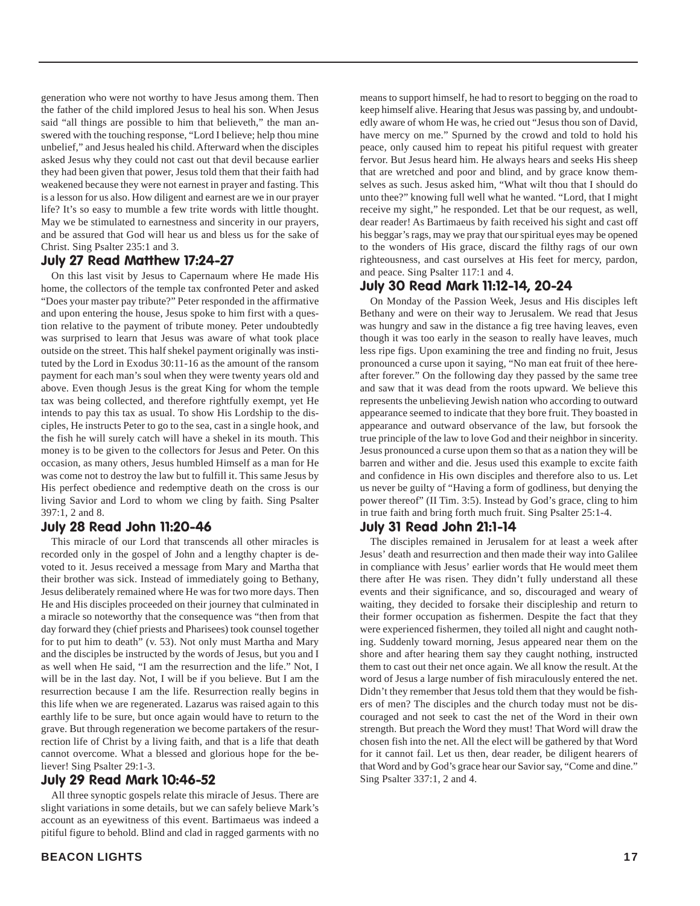generation who were not worthy to have Jesus among them. Then the father of the child implored Jesus to heal his son. When Jesus said "all things are possible to him that believeth," the man answered with the touching response, "Lord I believe; help thou mine unbelief," and Jesus healed his child. Afterward when the disciples asked Jesus why they could not cast out that devil because earlier they had been given that power, Jesus told them that their faith had weakened because they were not earnest in prayer and fasting. This is a lesson for us also. How diligent and earnest are we in our prayer life? It's so easy to mumble a few trite words with little thought. May we be stimulated to earnestness and sincerity in our prayers, and be assured that God will hear us and bless us for the sake of Christ. Sing Psalter 235:1 and 3.

### July 27 Read Matthew 17:24-27

On this last visit by Jesus to Capernaum where He made His home, the collectors of the temple tax confronted Peter and asked "Does your master pay tribute?" Peter responded in the affirmative and upon entering the house, Jesus spoke to him first with a question relative to the payment of tribute money. Peter undoubtedly was surprised to learn that Jesus was aware of what took place outside on the street. This half shekel payment originally was instituted by the Lord in Exodus 30:11-16 as the amount of the ransom payment for each man's soul when they were twenty years old and above. Even though Jesus is the great King for whom the temple tax was being collected, and therefore rightfully exempt, yet He intends to pay this tax as usual. To show His Lordship to the disciples, He instructs Peter to go to the sea, cast in a single hook, and the fish he will surely catch will have a shekel in its mouth. This money is to be given to the collectors for Jesus and Peter. On this occasion, as many others, Jesus humbled Himself as a man for He was come not to destroy the law but to fulfill it. This same Jesus by His perfect obedience and redemptive death on the cross is our living Savior and Lord to whom we cling by faith. Sing Psalter 397:1, 2 and 8.

### July 28 Read John 11:20-46

This miracle of our Lord that transcends all other miracles is recorded only in the gospel of John and a lengthy chapter is devoted to it. Jesus received a message from Mary and Martha that their brother was sick. Instead of immediately going to Bethany, Jesus deliberately remained where He was for two more days. Then He and His disciples proceeded on their journey that culminated in a miracle so noteworthy that the consequence was "then from that day forward they (chief priests and Pharisees) took counsel together for to put him to death" (v. 53). Not only must Martha and Mary and the disciples be instructed by the words of Jesus, but you and I as well when He said, "I am the resurrection and the life." Not, I will be in the last day. Not, I will be if you believe. But I am the resurrection because I am the life. Resurrection really begins in this life when we are regenerated. Lazarus was raised again to this earthly life to be sure, but once again would have to return to the grave. But through regeneration we become partakers of the resurrection life of Christ by a living faith, and that is a life that death cannot overcome. What a blessed and glorious hope for the believer! Sing Psalter 29:1-3.

### July 29 Read Mark 10:46-52

All three synoptic gospels relate this miracle of Jesus. There are slight variations in some details, but we can safely believe Mark's account as an eyewitness of this event. Bartimaeus was indeed a pitiful figure to behold. Blind and clad in ragged garments with no means to support himself, he had to resort to begging on the road to keep himself alive. Hearing that Jesus was passing by, and undoubtedly aware of whom He was, he cried out "Jesus thou son of David, have mercy on me." Spurned by the crowd and told to hold his peace, only caused him to repeat his pitiful request with greater fervor. But Jesus heard him. He always hears and seeks His sheep that are wretched and poor and blind, and by grace know themselves as such. Jesus asked him, "What wilt thou that I should do unto thee?" knowing full well what he wanted. "Lord, that I might receive my sight," he responded. Let that be our request, as well, dear reader! As Bartimaeus by faith received his sight and cast off his beggar's rags, may we pray that our spiritual eyes may be opened to the wonders of His grace, discard the filthy rags of our own righteousness, and cast ourselves at His feet for mercy, pardon, and peace. Sing Psalter 117:1 and 4.

### July 30 Read Mark 11:12-14, 20-24

On Monday of the Passion Week, Jesus and His disciples left Bethany and were on their way to Jerusalem. We read that Jesus was hungry and saw in the distance a fig tree having leaves, even though it was too early in the season to really have leaves, much less ripe figs. Upon examining the tree and finding no fruit, Jesus pronounced a curse upon it saying, "No man eat fruit of thee hereafter forever." On the following day they passed by the same tree and saw that it was dead from the roots upward. We believe this represents the unbelieving Jewish nation who according to outward appearance seemed to indicate that they bore fruit. They boasted in appearance and outward observance of the law, but forsook the true principle of the law to love God and their neighbor in sincerity. Jesus pronounced a curse upon them so that as a nation they will be barren and wither and die. Jesus used this example to excite faith and confidence in His own disciples and therefore also to us. Let us never be guilty of "Having a form of godliness, but denying the power thereof" (II Tim. 3:5). Instead by God's grace, cling to him in true faith and bring forth much fruit. Sing Psalter 25:1-4.

### July 31 Read John 21:1-14

The disciples remained in Jerusalem for at least a week after Jesus' death and resurrection and then made their way into Galilee in compliance with Jesus' earlier words that He would meet them there after He was risen. They didn't fully understand all these events and their significance, and so, discouraged and weary of waiting, they decided to forsake their discipleship and return to their former occupation as fishermen. Despite the fact that they were experienced fishermen, they toiled all night and caught nothing. Suddenly toward morning, Jesus appeared near them on the shore and after hearing them say they caught nothing, instructed them to cast out their net once again. We all know the result. At the word of Jesus a large number of fish miraculously entered the net. Didn't they remember that Jesus told them that they would be fishers of men? The disciples and the church today must not be discouraged and not seek to cast the net of the Word in their own strength. But preach the Word they must! That Word will draw the chosen fish into the net. All the elect will be gathered by that Word for it cannot fail. Let us then, dear reader, be diligent hearers of that Word and by God's grace hear our Savior say, "Come and dine." Sing Psalter 337:1, 2 and 4.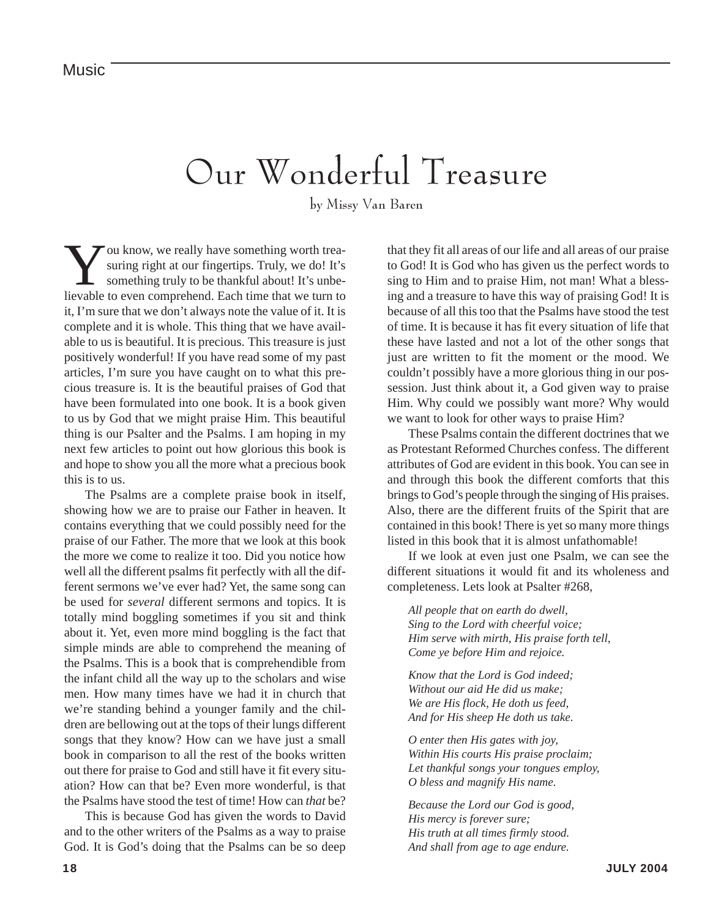Music

# Our Wonderful Treasure

by Missy Van Baren

You know, we really have something worth treasuring right at our fingertips. Truly, we do! It's something truly to be thankful about! It's unbelievable to even comprehend. Each time that we turn to it, I'm sure that we don't always note the value of it. It is complete and it is whole. This thing that we have available to us is beautiful. It is precious. This treasure is just positively wonderful! If you have read some of my past articles, I'm sure you have caught on to what this precious treasure is. It is the beautiful praises of God that have been formulated into one book. It is a book given to us by God that we might praise Him. This beautiful thing is our Psalter and the Psalms. I am hoping in my next few articles to point out how glorious this book is and hope to show you all the more what a precious book this is to us.

The Psalms are a complete praise book in itself, showing how we are to praise our Father in heaven. It contains everything that we could possibly need for the praise of our Father. The more that we look at this book the more we come to realize it too. Did you notice how well all the different psalms fit perfectly with all the different sermons we've ever had? Yet, the same song can be used for *several* different sermons and topics. It is totally mind boggling sometimes if you sit and think about it. Yet, even more mind boggling is the fact that simple minds are able to comprehend the meaning of the Psalms. This is a book that is comprehendible from the infant child all the way up to the scholars and wise men. How many times have we had it in church that we're standing behind a younger family and the children are bellowing out at the tops of their lungs different songs that they know? How can we have just a small book in comparison to all the rest of the books written out there for praise to God and still have it fit every situation? How can that be? Even more wonderful, is that the Psalms have stood the test of time! How can *that* be?

This is because God has given the words to David and to the other writers of the Psalms as a way to praise God. It is God's doing that the Psalms can be so deep that they fit all areas of our life and all areas of our praise to God! It is God who has given us the perfect words to sing to Him and to praise Him, not man! What a blessing and a treasure to have this way of praising God! It is because of all this too that the Psalms have stood the test of time. It is because it has fit every situation of life that these have lasted and not a lot of the other songs that just are written to fit the moment or the mood. We couldn't possibly have a more glorious thing in our possession. Just think about it, a God given way to praise Him. Why could we possibly want more? Why would we want to look for other ways to praise Him?

These Psalms contain the different doctrines that we as Protestant Reformed Churches confess. The different attributes of God are evident in this book. You can see in and through this book the different comforts that this brings to God's people through the singing of His praises. Also, there are the different fruits of the Spirit that are contained in this book! There is yet so many more things listed in this book that it is almost unfathomable!

If we look at even just one Psalm, we can see the different situations it would fit and its wholeness and completeness. Lets look at Psalter #268,

*All people that on earth do dwell,*
*Sing to the Lord with cheerful voice;*
*Him serve with mirth, His praise forth tell,*
*Come ye before Him and rejoice.*

*Know that the Lord is God indeed;*
*Without our aid He did us make;*
*We are His flock, He doth us feed,*
*And for His sheep He doth us take.*

*O enter then His gates with joy,*
*Within His courts His praise proclaim;*
*Let thankful songs your tongues employ,*
*O bless and magnify His name.*

*Because the Lord our God is good,*
*His mercy is forever sure;*
*His truth at all times firmly stood.*
*And shall from age to age endure.*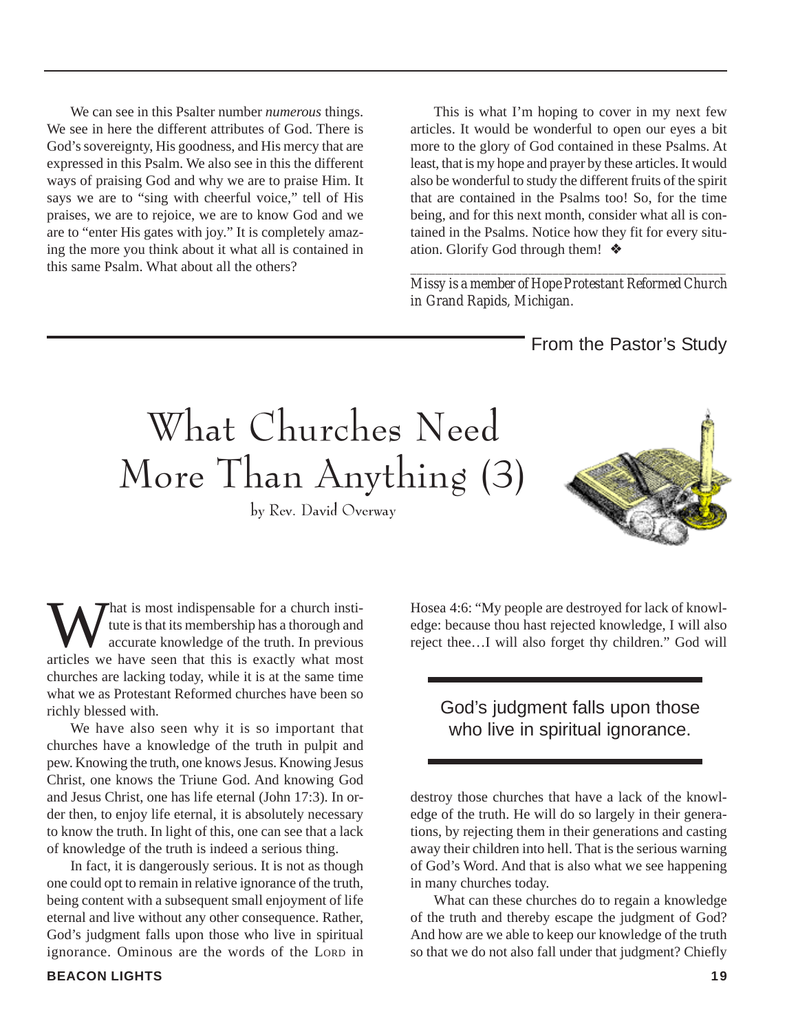We can see in this Psalter number *numerous* things. We see in here the different attributes of God. There is God's sovereignty, His goodness, and His mercy that are expressed in this Psalm. We also see in this the different ways of praising God and why we are to praise Him. It says we are to "sing with cheerful voice," tell of His praises, we are to rejoice, we are to know God and we are to "enter His gates with joy." It is completely amazing the more you think about it what all is contained in this same Psalm. What about all the others?

This is what I'm hoping to cover in my next few articles. It would be wonderful to open our eyes a bit more to the glory of God contained in these Psalms. At least, that is my hope and prayer by these articles. It would also be wonderful to study the different fruits of the spirit that are contained in the Psalms too! So, for the time being, and for this next month, consider what all is contained in the Psalms. Notice how they fit for every situation. Glorify God through them! ❖

---

*Missy is a member of Hope Protestant Reformed Church in Grand Rapids, Michigan.*

From the Pastor's Study

# What Churches Need More Than Anything (3)

by Rev. David Overway

What is most indispensable for a church institute is that its membership has a thorough and accurate knowledge of the truth. In previous articles we have seen that this is exactly what most churches are lacking today, while it is at the same time what we as Protestant Reformed churches have been so richly blessed with.

We have also seen why it is so important that churches have a knowledge of the truth in pulpit and pew. Knowing the truth, one knows Jesus. Knowing Jesus Christ, one knows the Triune God. And knowing God and Jesus Christ, one has life eternal (John 17:3). In order then, to enjoy life eternal, it is absolutely necessary to know the truth. In light of this, one can see that a lack of knowledge of the truth is indeed a serious thing.

In fact, it is dangerously serious. It is not as though one could opt to remain in relative ignorance of the truth, being content with a subsequent small enjoyment of life eternal and live without any other consequence. Rather, God's judgment falls upon those who live in spiritual ignorance. Ominous are the words of the LORD in Hosea 4:6: "My people are destroyed for lack of knowledge: because thou hast rejected knowledge, I will also reject thee…I will also forget thy children." God will destroy those churches that have a lack of the knowledge of the truth. He will do so largely in their generations, by rejecting them in their generations and casting away their children into hell. That is the serious warning of God's Word. And that is also what we see happening in many churches today.

> God's judgment falls upon those who live in spiritual ignorance.

What can these churches do to regain a knowledge of the truth and thereby escape the judgment of God? And how are we able to keep our knowledge of the truth so that we do not also fall under that judgment? Chiefly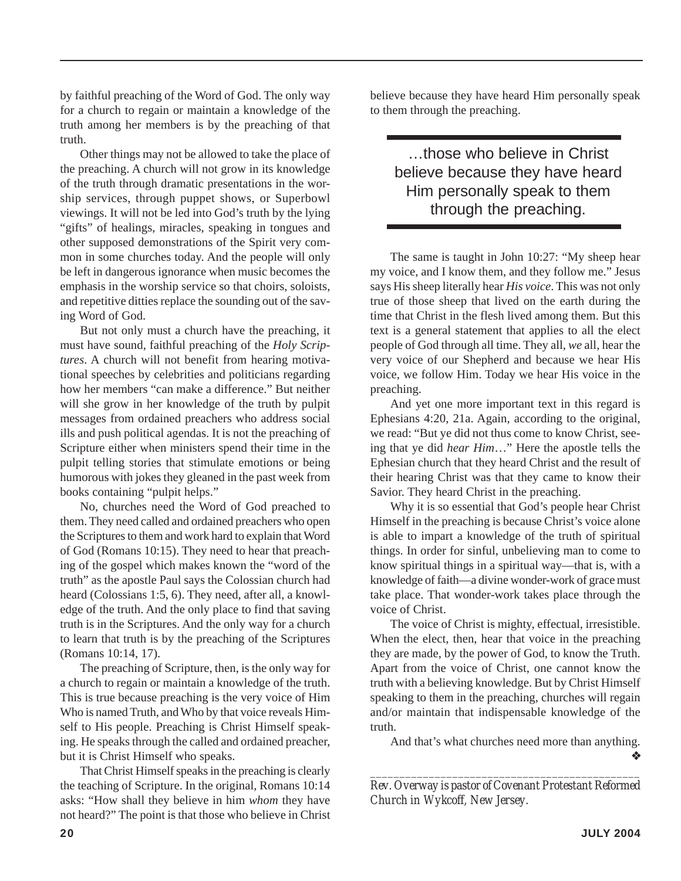by faithful preaching of the Word of God. The only way for a church to regain or maintain a knowledge of the truth among her members is by the preaching of that truth.

Other things may not be allowed to take the place of the preaching. A church will not grow in its knowledge of the truth through dramatic presentations in the worship services, through puppet shows, or Superbowl viewings. It will not be led into God's truth by the lying "gifts" of healings, miracles, speaking in tongues and other supposed demonstrations of the Spirit very common in some churches today. And the people will only be left in dangerous ignorance when music becomes the emphasis in the worship service so that choirs, soloists, and repetitive ditties replace the sounding out of the saving Word of God.

But not only must a church have the preaching, it must have sound, faithful preaching of the *Holy Scriptures*. A church will not benefit from hearing motivational speeches by celebrities and politicians regarding how her members "can make a difference." But neither will she grow in her knowledge of the truth by pulpit messages from ordained preachers who address social ills and push political agendas. It is not the preaching of Scripture either when ministers spend their time in the pulpit telling stories that stimulate emotions or being humorous with jokes they gleaned in the past week from books containing "pulpit helps."

No, churches need the Word of God preached to them. They need called and ordained preachers who open the Scriptures to them and work hard to explain that Word of God (Romans 10:15). They need to hear that preaching of the gospel which makes known the "word of the truth" as the apostle Paul says the Colossian church had heard (Colossians 1:5, 6). They need, after all, a knowledge of the truth. And the only place to find that saving truth is in the Scriptures. And the only way for a church to learn that truth is by the preaching of the Scriptures (Romans 10:14, 17).

The preaching of Scripture, then, is the only way for a church to regain or maintain a knowledge of the truth. This is true because preaching is the very voice of Him Who is named Truth, and Who by that voice reveals Himself to His people. Preaching is Christ Himself speaking. He speaks through the called and ordained preacher, but it is Christ Himself who speaks.

That Christ Himself speaks in the preaching is clearly the teaching of Scripture. In the original, Romans 10:14 asks: "How shall they believe in him *whom* they have not heard?" The point is that those who believe in Christ believe because they have heard Him personally speak to them through the preaching.

> …those who believe in Christ believe because they have heard Him personally speak to them through the preaching.

The same is taught in John 10:27: "My sheep hear my voice, and I know them, and they follow me." Jesus says His sheep literally hear *His voice*. This was not only true of those sheep that lived on the earth during the time that Christ in the flesh lived among them. But this text is a general statement that applies to all the elect people of God through all time. They all, *we* all, hear the very voice of our Shepherd and because we hear His voice, we follow Him. Today we hear His voice in the preaching.

And yet one more important text in this regard is Ephesians 4:20, 21a. Again, according to the original, we read: "But ye did not thus come to know Christ, seeing that ye did *hear Him*…" Here the apostle tells the Ephesian church that they heard Christ and the result of their hearing Christ was that they came to know their Savior. They heard Christ in the preaching.

Why it is so essential that God's people hear Christ Himself in the preaching is because Christ's voice alone is able to impart a knowledge of the truth of spiritual things. In order for sinful, unbelieving man to come to know spiritual things in a spiritual way—that is, with a knowledge of faith—a divine wonder-work of grace must take place. That wonder-work takes place through the voice of Christ.

The voice of Christ is mighty, effectual, irresistible. When the elect, then, hear that voice in the preaching they are made, by the power of God, to know the Truth. Apart from the voice of Christ, one cannot know the truth with a believing knowledge. But by Christ Himself speaking to them in the preaching, churches will regain and/or maintain that indispensable knowledge of the truth.

And that's what churches need more than anything. ❖

---

*Rev. Overway is pastor of Covenant Protestant Reformed Church in Wykcoff, New Jersey.*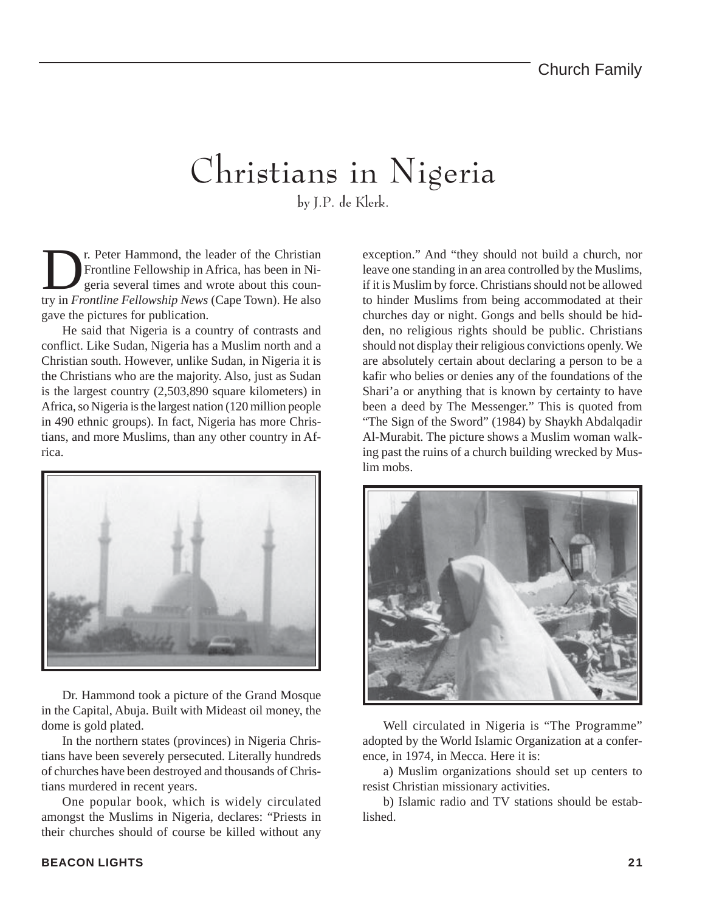# Christians in Nigeria

by J.P. de Klerk.

Dr. Peter Hammond, the leader of the Christian Frontline Fellowship in Africa, has been in Nigeria several times and wrote about this country in *Frontline Fellowship News* (Cape Town). He also gave the pictures for publication.

He said that Nigeria is a country of contrasts and conflict. Like Sudan, Nigeria has a Muslim north and a Christian south. However, unlike Sudan, in Nigeria it is the Christians who are the majority. Also, just as Sudan is the largest country (2,503,890 square kilometers) in Africa, so Nigeria is the largest nation (120 million people in 490 ethnic groups). In fact, Nigeria has more Christians, and more Muslims, than any other country in Africa.

Dr. Hammond took a picture of the Grand Mosque in the Capital, Abuja. Built with Mideast oil money, the dome is gold plated.

In the northern states (provinces) in Nigeria Christians have been severely persecuted. Literally hundreds of churches have been destroyed and thousands of Christians murdered in recent years.

One popular book, which is widely circulated amongst the Muslims in Nigeria, declares: "Priests in their churches should of course be killed without any exception." And "they should not build a church, nor leave one standing in an area controlled by the Muslims, if it is Muslim by force. Christians should not be allowed to hinder Muslims from being accommodated at their churches day or night. Gongs and bells should be hidden, no religious rights should be public. Christians should not display their religious convictions openly. We are absolutely certain about declaring a person to be a kafir who belies or denies any of the foundations of the Shari'a or anything that is known by certainty to have been a deed by The Messenger." This is quoted from "The Sign of the Sword" (1984) by Shaykh Abdalqadir Al-Murabit. The picture shows a Muslim woman walking past the ruins of a church building wrecked by Muslim mobs.

Well circulated in Nigeria is "The Programme" adopted by the World Islamic Organization at a conference, in 1974, in Mecca. Here it is:

a) Muslim organizations should set up centers to resist Christian missionary activities.

b) Islamic radio and TV stations should be established.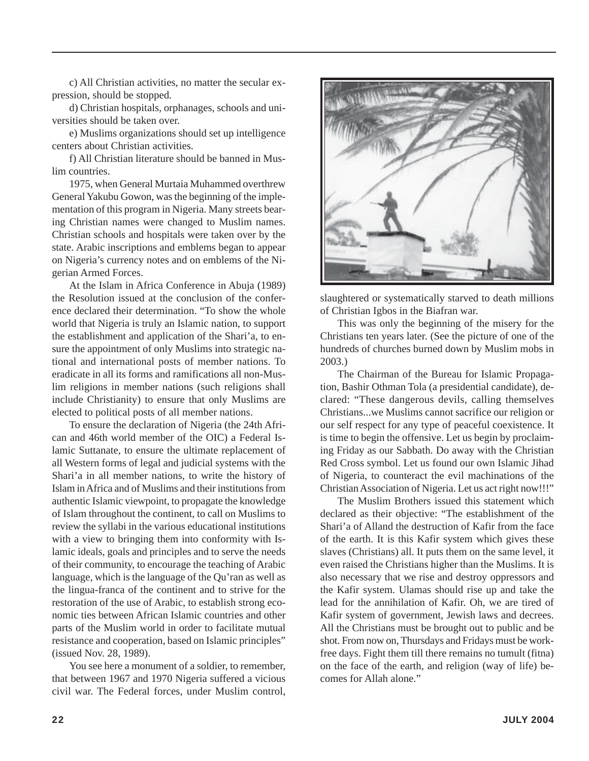c) All Christian activities, no matter the secular expression, should be stopped.

d) Christian hospitals, orphanages, schools and universities should be taken over.

e) Muslims organizations should set up intelligence centers about Christian activities.

f) All Christian literature should be banned in Muslim countries.

1975, when General Murtaia Muhammed overthrew General Yakubu Gowon, was the beginning of the implementation of this program in Nigeria. Many streets bearing Christian names were changed to Muslim names. Christian schools and hospitals were taken over by the state. Arabic inscriptions and emblems began to appear on Nigeria's currency notes and on emblems of the Nigerian Armed Forces.

At the Islam in Africa Conference in Abuja (1989) the Resolution issued at the conclusion of the conference declared their determination. "To show the whole world that Nigeria is truly an Islamic nation, to support the establishment and application of the Shari'a, to ensure the appointment of only Muslims into strategic national and international posts of member nations. To eradicate in all its forms and ramifications all non-Muslim religions in member nations (such religions shall include Christianity) to ensure that only Muslims are elected to political posts of all member nations.

To ensure the declaration of Nigeria (the 24th African and 46th world member of the OIC) a Federal Islamic Suttanate, to ensure the ultimate replacement of all Western forms of legal and judicial systems with the Shari'a in all member nations, to write the history of Islam in Africa and of Muslims and their institutions from authentic Islamic viewpoint, to propagate the knowledge of Islam throughout the continent, to call on Muslims to review the syllabi in the various educational institutions with a view to bringing them into conformity with Islamic ideals, goals and principles and to serve the needs of their community, to encourage the teaching of Arabic language, which is the language of the Qu'ran as well as the lingua-franca of the continent and to strive for the restoration of the use of Arabic, to establish strong economic ties between African Islamic countries and other parts of the Muslim world in order to facilitate mutual resistance and cooperation, based on Islamic principles" (issued Nov. 28, 1989).

You see here a monument of a soldier, to remember, that between 1967 and 1970 Nigeria suffered a vicious civil war. The Federal forces, under Muslim control, slaughtered or systematically starved to death millions of Christian Igbos in the Biafran war.

This was only the beginning of the misery for the Christians ten years later. (See the picture of one of the hundreds of churches burned down by Muslim mobs in 2003.)

The Chairman of the Bureau for Islamic Propagation, Bashir Othman Tola (a presidential candidate), declared: "These dangerous devils, calling themselves Christians...we Muslims cannot sacrifice our religion or our self respect for any type of peaceful coexistence. It is time to begin the offensive. Let us begin by proclaiming Friday as our Sabbath. Do away with the Christian Red Cross symbol. Let us found our own Islamic Jihad of Nigeria, to counteract the evil machinations of the Christian Association of Nigeria. Let us act right now!!!"

The Muslim Brothers issued this statement which declared as their objective: "The establishment of the Shari'a of Alland the destruction of Kafir from the face of the earth. It is this Kafir system which gives these slaves (Christians) all. It puts them on the same level, it even raised the Christians higher than the Muslims. It is also necessary that we rise and destroy oppressors and the Kafir system. Ulamas should rise up and take the lead for the annihilation of Kafir. Oh, we are tired of Kafir system of government, Jewish laws and decrees. All the Christians must be brought out to public and be shot. From now on, Thursdays and Fridays must be work-free days. Fight them till there remains no tumult (fitna) on the face of the earth, and religion (way of life) becomes for Allah alone."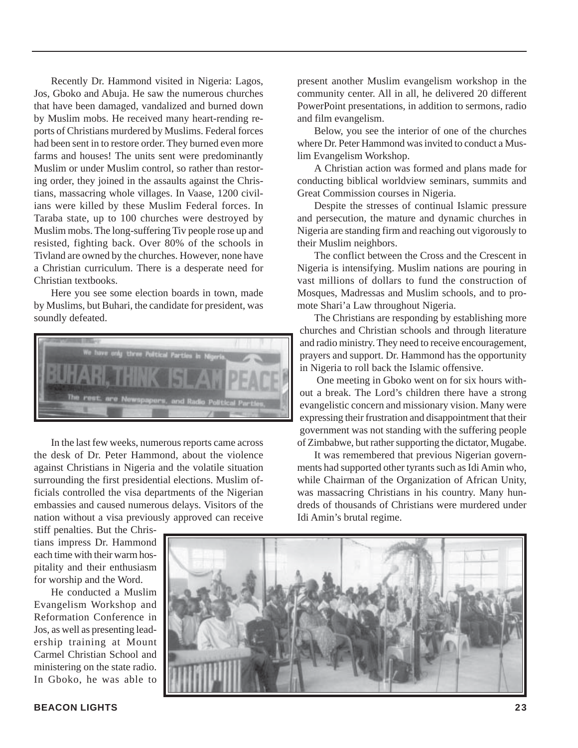Recently Dr. Hammond visited in Nigeria: Lagos, Jos, Gboko and Abuja. He saw the numerous churches that have been damaged, vandalized and burned down by Muslim mobs. He received many heart-rending reports of Christians murdered by Muslims. Federal forces had been sent in to restore order. They burned even more farms and houses! The units sent were predominantly Muslim or under Muslim control, so rather than restoring order, they joined in the assaults against the Christians, massacring whole villages. In Vaase, 1200 civilians were killed by these Muslim Federal forces. In Taraba state, up to 100 churches were destroyed by Muslim mobs. The long-suffering Tiv people rose up and resisted, fighting back. Over 80% of the schools in Tivland are owned by the churches. However, none have a Christian curriculum. There is a desperate need for Christian textbooks.

Here you see some election boards in town, made by Muslims, but Buhari, the candidate for president, was soundly defeated.

In the last few weeks, numerous reports came across the desk of Dr. Peter Hammond, about the violence against Christians in Nigeria and the volatile situation surrounding the first presidential elections. Muslim officials controlled the visa departments of the Nigerian embassies and caused numerous delays. Visitors of the nation without a visa previously approved can receive stiff penalties. But the Christians impress Dr. Hammond each time with their warm hospitality and their enthusiasm for worship and the Word.

He conducted a Muslim Evangelism Workshop and Reformation Conference in Jos, as well as presenting leadership training at Mount Carmel Christian School and ministering on the state radio. In Gboko, he was able to present another Muslim evangelism workshop in the community center. All in all, he delivered 20 different PowerPoint presentations, in addition to sermons, radio and film evangelism.

Below, you see the interior of one of the churches where Dr. Peter Hammond was invited to conduct a Muslim Evangelism Workshop.

A Christian action was formed and plans made for conducting biblical worldview seminars, summits and Great Commission courses in Nigeria.

Despite the stresses of continual Islamic pressure and persecution, the mature and dynamic churches in Nigeria are standing firm and reaching out vigorously to their Muslim neighbors.

The conflict between the Cross and the Crescent in Nigeria is intensifying. Muslim nations are pouring in vast millions of dollars to fund the construction of Mosques, Madressas and Muslim schools, and to promote Shari'a Law throughout Nigeria.

The Christians are responding by establishing more churches and Christian schools and through literature and radio ministry. They need to receive encouragement, prayers and support. Dr. Hammond has the opportunity in Nigeria to roll back the Islamic offensive.

One meeting in Gboko went on for six hours without a break. The Lord's children there have a strong evangelistic concern and missionary vision. Many were expressing their frustration and disappointment that their government was not standing with the suffering people of Zimbabwe, but rather supporting the dictator, Mugabe.

It was remembered that previous Nigerian governments had supported other tyrants such as Idi Amin who, while Chairman of the Organization of African Unity, was massacring Christians in his country. Many hundreds of thousands of Christians were murdered under Idi Amin's brutal regime.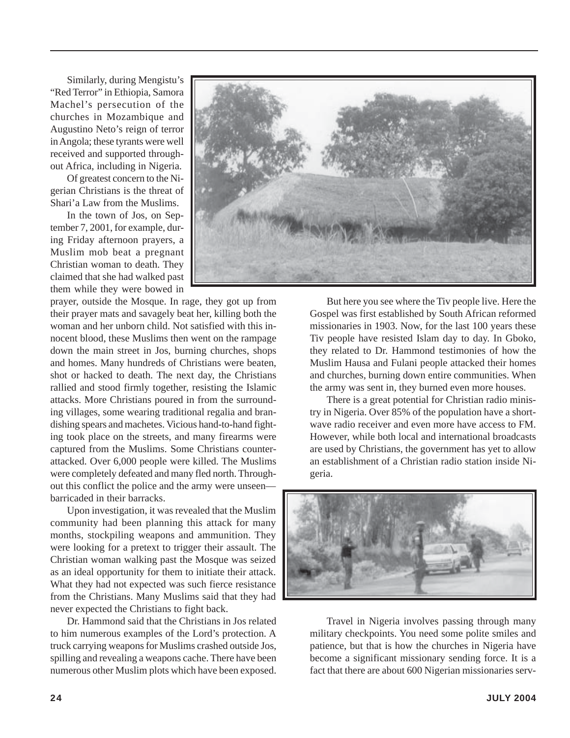Similarly, during Mengistu's "Red Terror" in Ethiopia, Samora Machel's persecution of the churches in Mozambique and Augustino Neto's reign of terror in Angola; these tyrants were well received and supported throughout Africa, including in Nigeria.

Of greatest concern to the Nigerian Christians is the threat of Shari'a Law from the Muslims.

In the town of Jos, on September 7, 2001, for example, during Friday afternoon prayers, a Muslim mob beat a pregnant Christian woman to death. They claimed that she had walked past them while they were bowed in prayer, outside the Mosque. In rage, they got up from their prayer mats and savagely beat her, killing both the woman and her unborn child. Not satisfied with this innocent blood, these Muslims then went on the rampage down the main street in Jos, burning churches, shops and homes. Many hundreds of Christians were beaten, shot or hacked to death. The next day, the Christians rallied and stood firmly together, resisting the Islamic attacks. More Christians poured in from the surrounding villages, some wearing traditional regalia and brandishing spears and machetes. Vicious hand-to-hand fighting took place on the streets, and many firearms were captured from the Muslims. Some Christians counter-attacked. Over 6,000 people were killed. The Muslims were completely defeated and many fled north. Throughout this conflict the police and the army were unseen—barricaded in their barracks.

Upon investigation, it was revealed that the Muslim community had been planning this attack for many months, stockpiling weapons and ammunition. They were looking for a pretext to trigger their assault. The Christian woman walking past the Mosque was seized as an ideal opportunity for them to initiate their attack. What they had not expected was such fierce resistance from the Christians. Many Muslims said that they had never expected the Christians to fight back.

Dr. Hammond said that the Christians in Jos related to him numerous examples of the Lord's protection. A truck carrying weapons for Muslims crashed outside Jos, spilling and revealing a weapons cache. There have been numerous other Muslim plots which have been exposed.

But here you see where the Tiv people live. Here the Gospel was first established by South African reformed missionaries in 1903. Now, for the last 100 years these Tiv people have resisted Islam day to day. In Gboko, they related to Dr. Hammond testimonies of how the Muslim Hausa and Fulani people attacked their homes and churches, burning down entire communities. When the army was sent in, they burned even more houses.

There is a great potential for Christian radio ministry in Nigeria. Over 85% of the population have a shortwave radio receiver and even more have access to FM. However, while both local and international broadcasts are used by Christians, the government has yet to allow an establishment of a Christian radio station inside Nigeria.

Travel in Nigeria involves passing through many military checkpoints. You need some polite smiles and patience, but that is how the churches in Nigeria have become a significant missionary sending force. It is a fact that there are about 600 Nigerian missionaries serv-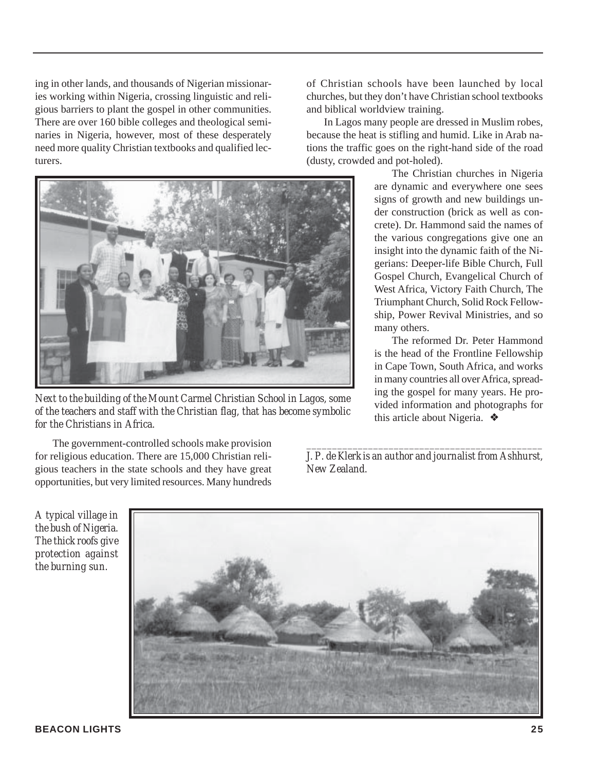ing in other lands, and thousands of Nigerian missionaries working within Nigeria, crossing linguistic and religious barriers to plant the gospel in other communities. There are over 160 bible colleges and theological seminaries in Nigeria, however, most of these desperately need more quality Christian textbooks and qualified lecturers.

*Next to the building of the Mount Carmel Christian School in Lagos, some of the teachers and staff with the Christian flag, that has become symbolic for the Christians in Africa.*

The government-controlled schools make provision for religious education. There are 15,000 Christian religious teachers in the state schools and they have great opportunities, but very limited resources. Many hundreds of Christian schools have been launched by local churches, but they don't have Christian school textbooks and biblical worldview training.

In Lagos many people are dressed in Muslim robes, because the heat is stifling and humid. Like in Arab nations the traffic goes on the right-hand side of the road (dusty, crowded and pot-holed).

The Christian churches in Nigeria are dynamic and everywhere one sees signs of growth and new buildings under construction (brick as well as concrete). Dr. Hammond said the names of the various congregations give one an insight into the dynamic faith of the Nigerians: Deeper-life Bible Church, Full Gospel Church, Evangelical Church of West Africa, Victory Faith Church, The Triumphant Church, Solid Rock Fellowship, Power Revival Ministries, and so many others.

The reformed Dr. Peter Hammond is the head of the Frontline Fellowship in Cape Town, South Africa, and works in many countries all over Africa, spreading the gospel for many years. He provided information and photographs for this article about Nigeria. ❖

---

*J. P. de Klerk is an author and journalist from Ashhurst, New Zealand.*

*A typical village in the bush of Nigeria. The thick roofs give protection against the burning sun.*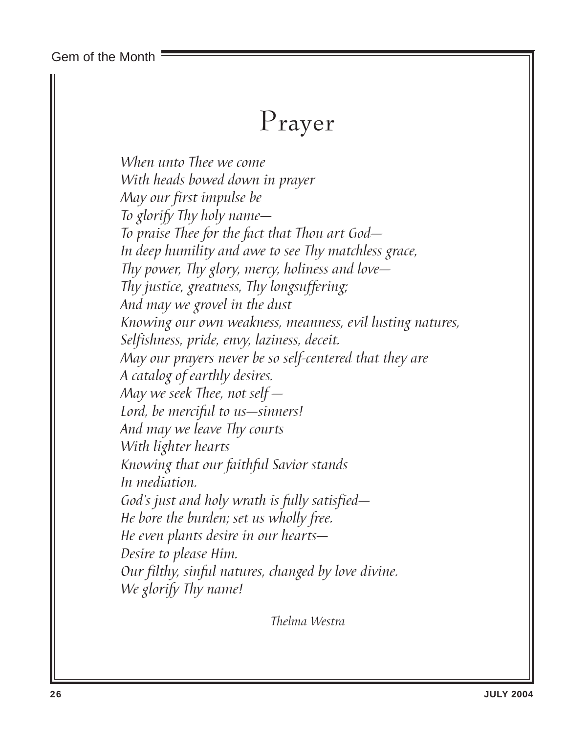Gem of the Month

# Prayer

*When unto Thee we come*
*With heads bowed down in prayer*
*May our first impulse be*
*To glorify Thy holy name—*
*To praise Thee for the fact that Thou art God—*
*In deep humility and awe to see Thy matchless grace,*
*Thy power, Thy glory, mercy, holiness and love—*
*Thy justice, greatness, Thy longsuffering;*
*And may we grovel in the dust*
*Knowing our own weakness, meanness, evil lusting natures,*
*Selfishness, pride, envy, laziness, deceit.*
*May our prayers never be so self-centered that they are*
*A catalog of earthly desires.*
*May we seek Thee, not self —*
*Lord, be merciful to us—sinners!*
*And may we leave Thy courts*
*With lighter hearts*
*Knowing that our faithful Savior stands*
*In mediation.*
*God's just and holy wrath is fully satisfied—*
*He bore the burden; set us wholly free.*
*He even plants desire in our hearts—*
*Desire to please Him.*
*Our filthy, sinful natures, changed by love divine.*
*We glorify Thy name!*

*Thelma Westra*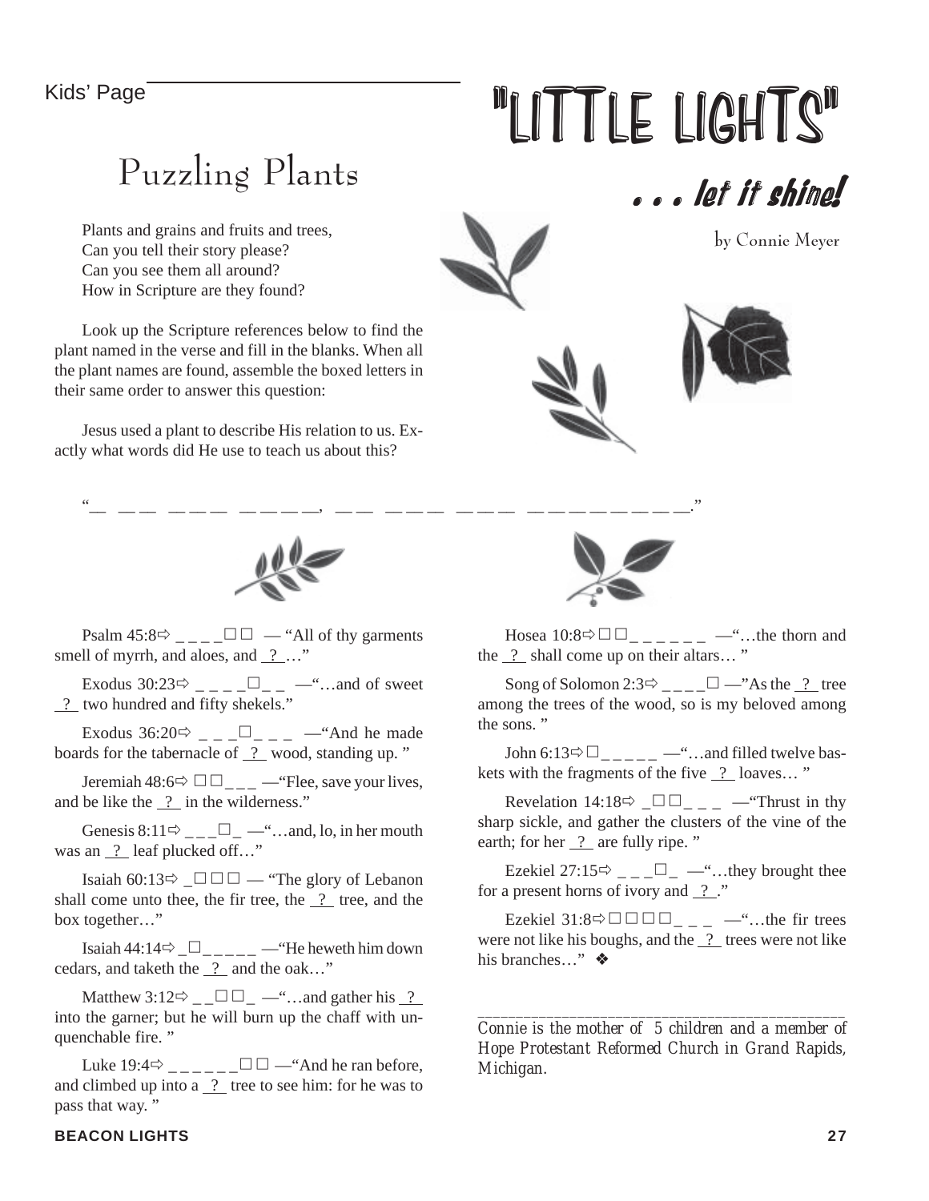Kids' Page

# "LITTLE LIGHTS"

## . . . let it shine!

by Connie Meyer

## Puzzling Plants

Plants and grains and fruits and trees,
Can you tell their story please?
Can you see them all around?
How in Scripture are they found?

Look up the Scripture references below to find the plant named in the verse and fill in the blanks. When all the plant names are found, assemble the boxed letters in their same order to answer this question:

Jesus used a plant to describe His relation to us. Exactly what words did He use to teach us about this?

"_ _ _ _ _ _ _ _ _ _ _ _, _ _ _ _ _ _ _ _ _ _ _ _ _ _ _ _ _ _ _ _ _."

Psalm 45:8⇨ _ _ _ _☐☐ — "All of thy garments smell of myrrh, and aloes, and _?_…"

Exodus 30:23⇨ _ _ _ _☐_ _ —"…and of sweet _?_ two hundred and fifty shekels."

Exodus 36:20⇨ _ _ _☐_ _ _ —"And he made boards for the tabernacle of _?_ wood, standing up. "

Jeremiah 48:6⇨ ☐☐_ _ _ —"Flee, save your lives, and be like the _?_ in the wilderness."

Genesis 8:11⇨ _ _ _☐_ —"…and, lo, in her mouth was an _?_ leaf plucked off…"

Isaiah 60:13⇨ _☐☐☐ — "The glory of Lebanon shall come unto thee, the fir tree, the _?_ tree, and the box together…"

Isaiah 44:14⇨ _☐_ _ _ _ _ —"He heweth him down cedars, and taketh the _?_ and the oak…"

Matthew 3:12⇨ _ _☐☐_ —"…and gather his _?_ into the garner; but he will burn up the chaff with unquenchable fire. "

Luke 19:4⇨ _ _ _ _ _ _☐☐ —"And he ran before, and climbed up into a _?_ tree to see him: for he was to pass that way. "

Hosea 10:8⇨☐☐_ _ _ _ _ _ —"…the thorn and the _?_ shall come up on their altars… "

Song of Solomon 2:3⇨ _ _ _ _☐ —"As the _?_ tree among the trees of the wood, so is my beloved among the sons. "

John 6:13⇨☐_ _ _ _ _ —"…and filled twelve baskets with the fragments of the five _?_ loaves… "

Revelation 14:18⇨ _☐☐_ _ _ —"Thrust in thy sharp sickle, and gather the clusters of the vine of the earth; for her _?_ are fully ripe. "

Ezekiel 27:15⇨ _ _ _☐_ —"…they brought thee for a present horns of ivory and _?_."

Ezekiel 31:8⇨☐☐☐☐_ _ _ —"…the fir trees were not like his boughs, and the _?_ trees were not like his branches…" ❖

---

*Connie is the mother of 5 children and a member of Hope Protestant Reformed Church in Grand Rapids, Michigan.*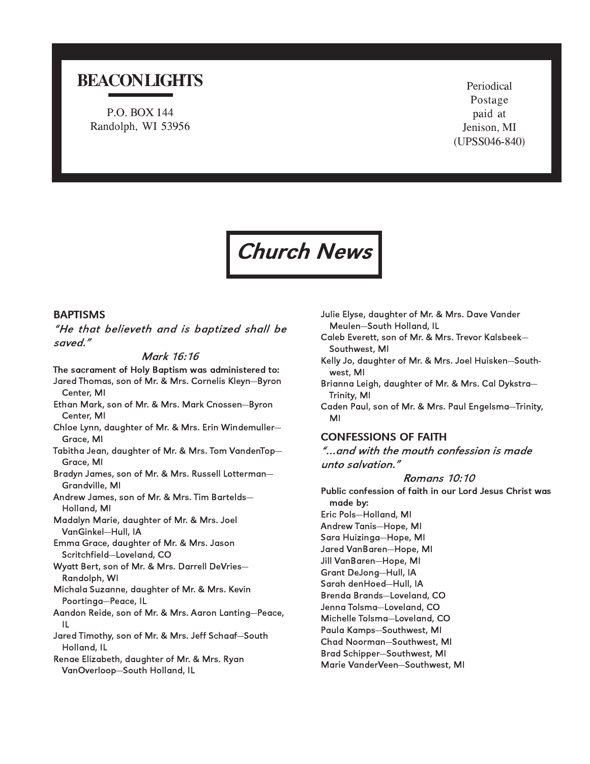**BEACON LIGHTS**

P.O. BOX 144
Randolph, WI 53956

Periodical
Postage
paid at
Jenison, MI
(UPSS046-840)

# Church News

## BAPTISMS

*"He that believeth and is baptized shall be saved."*

*Mark 16:16*

**The sacrament of Holy Baptism was administered to:**

Jared Thomas, son of Mr. & Mrs. Cornelis Kleyn—Byron Center, MI
Ethan Mark, son of Mr. & Mrs. Mark Cnossen—Byron Center, MI
Chloe Lynn, daughter of Mr. & Mrs. Erin Windemuller—Grace, MI
Tabitha Jean, daughter of Mr. & Mrs. Tom VandenTop—Grace, MI
Bradyn James, son of Mr. & Mrs. Russell Lotterman—Grandville, MI
Andrew James, son of Mr. & Mrs. Tim Bartelds—Holland, MI
Madalyn Marie, daughter of Mr. & Mrs. Joel VanGinkel—Hull, IA
Emma Grace, daughter of Mr. & Mrs. Jason Scritchfield—Loveland, CO
Wyatt Bert, son of Mr. & Mrs. Darrell DeVries—Randolph, WI
Michala Suzanne, daughter of Mr. & Mrs. Kevin Poortinga—Peace, IL
Aandon Reide, son of Mr. & Mrs. Aaron Lanting—Peace, IL
Jared Timothy, son of Mr. & Mrs. Jeff Schaaf—South Holland, IL
Renae Elizabeth, daughter of Mr. & Mrs. Ryan VanOverloop—South Holland, IL
Julie Elyse, daughter of Mr. & Mrs. Dave Vander Meulen—South Holland, IL
Caleb Everett, son of Mr. & Mrs. Trevor Kalsbeek—Southwest, MI
Kelly Jo, daughter of Mr. & Mrs. Joel Huisken—Southwest, MI
Brianna Leigh, daughter of Mr. & Mrs. Cal Dykstra—Trinity, MI
Caden Paul, son of Mr. & Mrs. Paul Engelsma—Trinity, MI

## CONFESSIONS OF FAITH

*"...and with the mouth confession is made unto salvation."*

*Romans 10:10*

**Public confession of faith in our Lord Jesus Christ was made by:**

Eric Pols—Holland, MI
Andrew Tanis—Hope, MI
Sara Huizinga—Hope, MI
Jared VanBaren—Hope, MI
Jill VanBaren—Hope, MI
Grant DeJong—Hull, IA
Sarah denHoed—Hull, IA
Brenda Brands—Loveland, CO
Jenna Tolsma—Loveland, CO
Michelle Tolsma—Loveland, CO
Paula Kamps—Southwest, MI
Chad Noorman—Southwest, MI
Brad Schipper—Southwest, MI
Marie VanderVeen—Southwest, MI